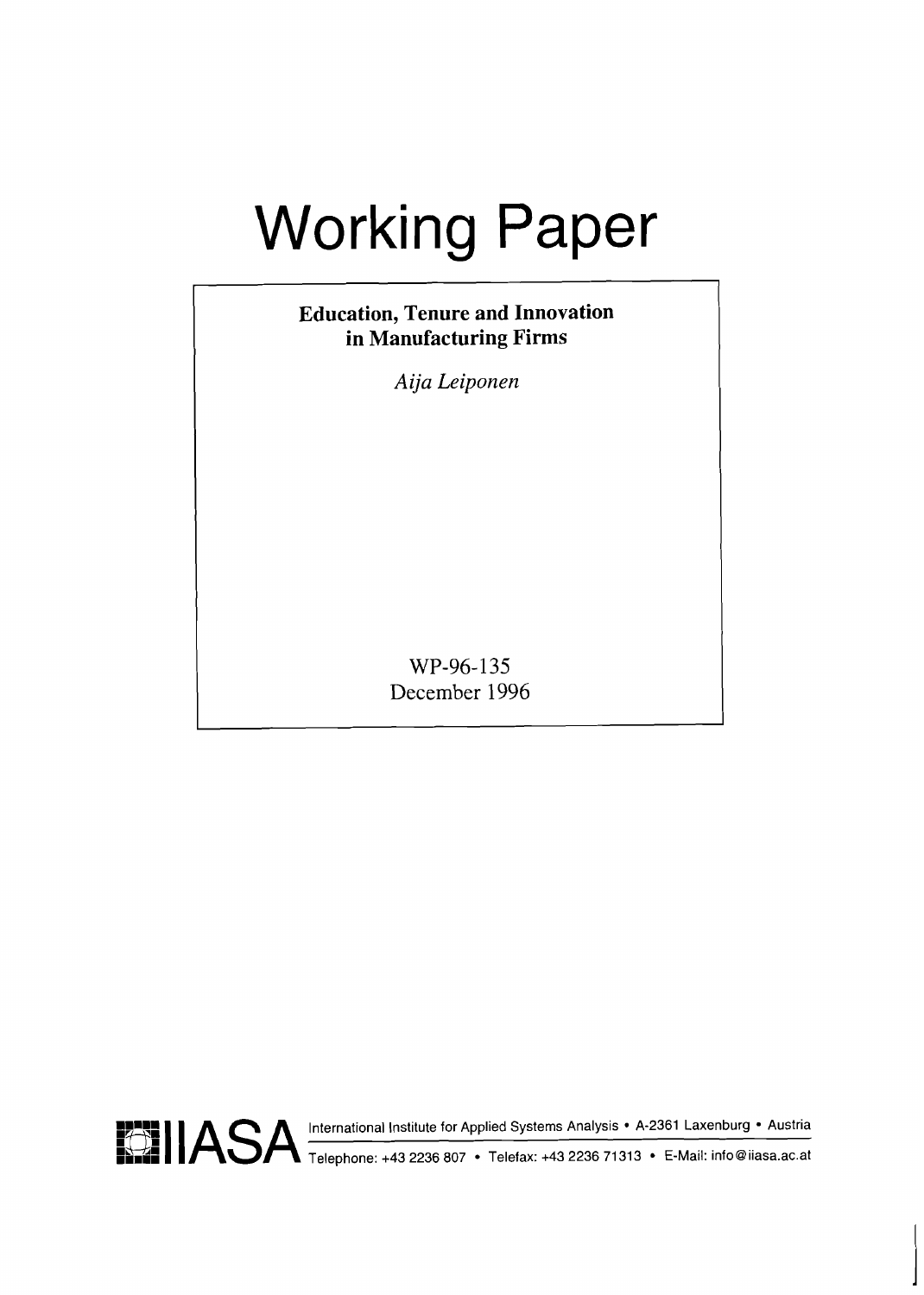# Working Paper

**Education, Tenure and Innovation in Manufacturing Firms**

*Aija Leiponen*

WP-96-135
December 1996

IIASA International Institute for Applied Systems Analysis • A-2361 Laxenburg • Austria
Telephone: +43 2236 807 • Telefax: +43 2236 71313 • E-Mail: info@iiasa.ac.at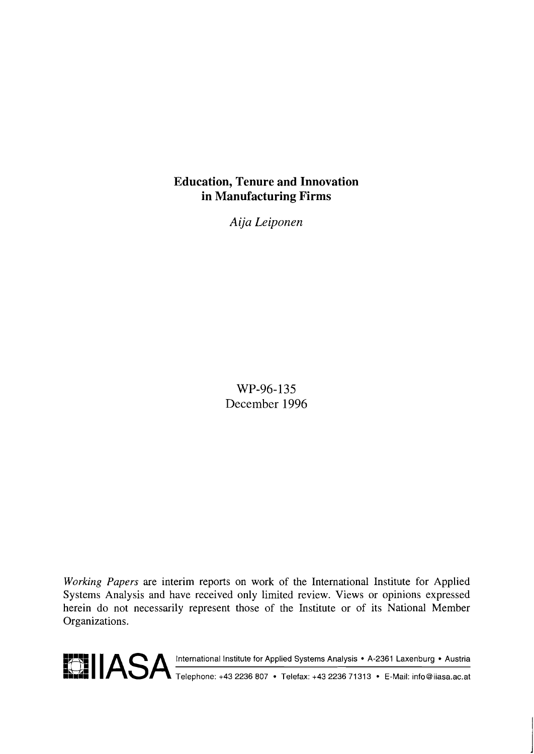# Education, Tenure and Innovation in Manufacturing Firms

*Aija Leiponen*

WP-96-135
December 1996

*Working Papers* are interim reports on work of the International Institute for Applied Systems Analysis and have received only limited review. Views or opinions expressed herein do not necessarily represent those of the Institute or of its National Member Organizations.

IIASA International Institute for Applied Systems Analysis • A-2361 Laxenburg • Austria
Telephone: +43 2236 807 • Telefax: +43 2236 71313 • E-Mail: info@iiasa.ac.at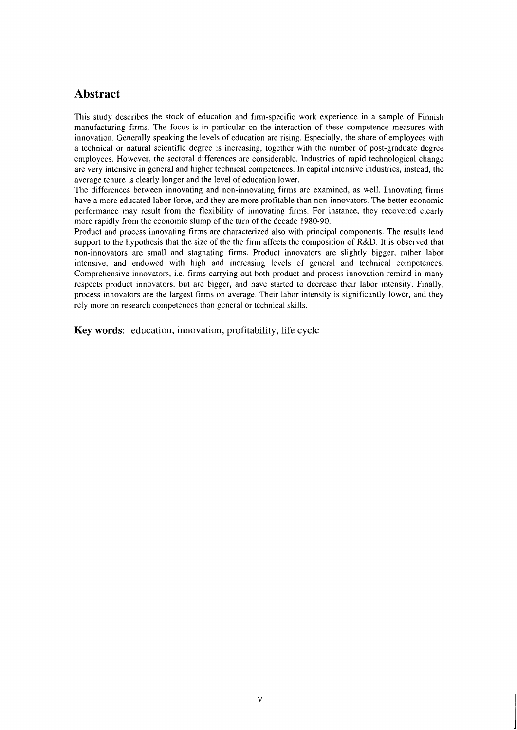## Abstract

This study describes the stock of education and firm-specific work experience in a sample of Finnish manufacturing firms. The focus is in particular on the interaction of these competence measures with innovation. Generally speaking the levels of education are rising. Especially, the share of employees with a technical or natural scientific degree is increasing, together with the number of post-graduate degree employees. However, the sectoral differences are considerable. Industries of rapid technological change are very intensive in general and higher technical competences. In capital intensive industries, instead, the average tenure is clearly longer and the level of education lower.

The differences between innovating and non-innovating firms are examined, as well. Innovating firms have a more educated labor force, and they are more profitable than non-innovators. The better economic performance may result from the flexibility of innovating firms. For instance, they recovered clearly more rapidly from the economic slump of the turn of the decade 1980-90.

Product and process innovating firms are characterized also with principal components. The results lend support to the hypothesis that the size of the the firm affects the composition of R&D. It is observed that non-innovators are small and stagnating firms. Product innovators are slightly bigger, rather labor intensive, and endowed with high and increasing levels of general and technical competences. Comprehensive innovators, i.e. firms carrying out both product and process innovation remind in many respects product innovators, but are bigger, and have started to decrease their labor intensity. Finally, process innovators are the largest firms on average. Their labor intensity is significantly lower, and they rely more on research competences than general or technical skills.

**Key words**: education, innovation, profitability, life cycle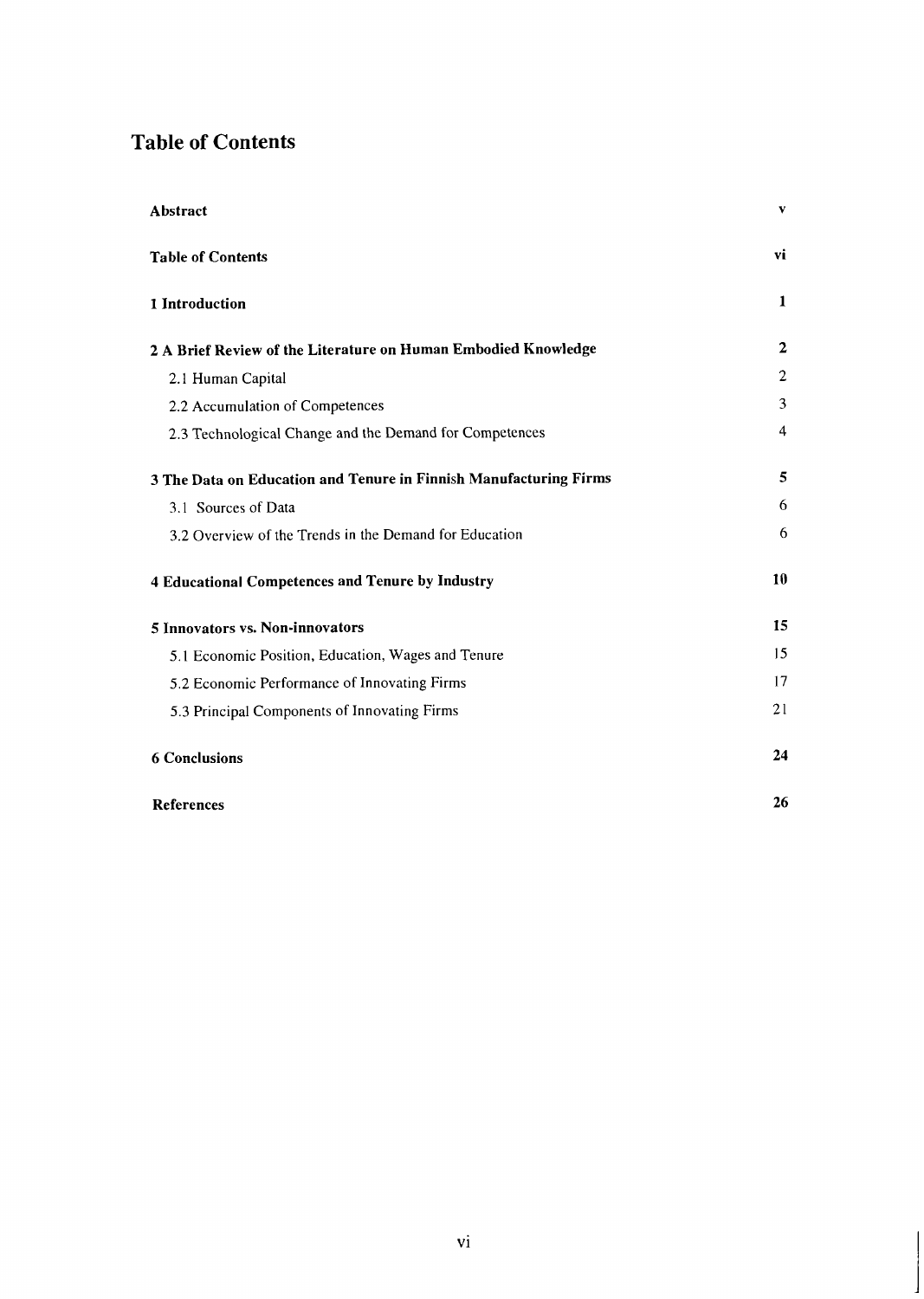# Table of Contents

| | |
|---|---|
| **Abstract** | **v** |
| **Table of Contents** | **vi** |
| **1 Introduction** | **1** |
| **2 A Brief Review of the Literature on Human Embodied Knowledge** | **2** |
| 2.1 Human Capital | 2 |
| 2.2 Accumulation of Competences | 3 |
| 2.3 Technological Change and the Demand for Competences | 4 |
| **3 The Data on Education and Tenure in Finnish Manufacturing Firms** | **5** |
| 3.1 Sources of Data | 6 |
| 3.2 Overview of the Trends in the Demand for Education | 6 |
| **4 Educational Competences and Tenure by Industry** | **10** |
| **5 Innovators vs. Non-innovators** | **15** |
| 5.1 Economic Position, Education, Wages and Tenure | 15 |
| 5.2 Economic Performance of Innovating Firms | 17 |
| 5.3 Principal Components of Innovating Firms | 21 |
| **6 Conclusions** | **24** |
| **References** | **26** |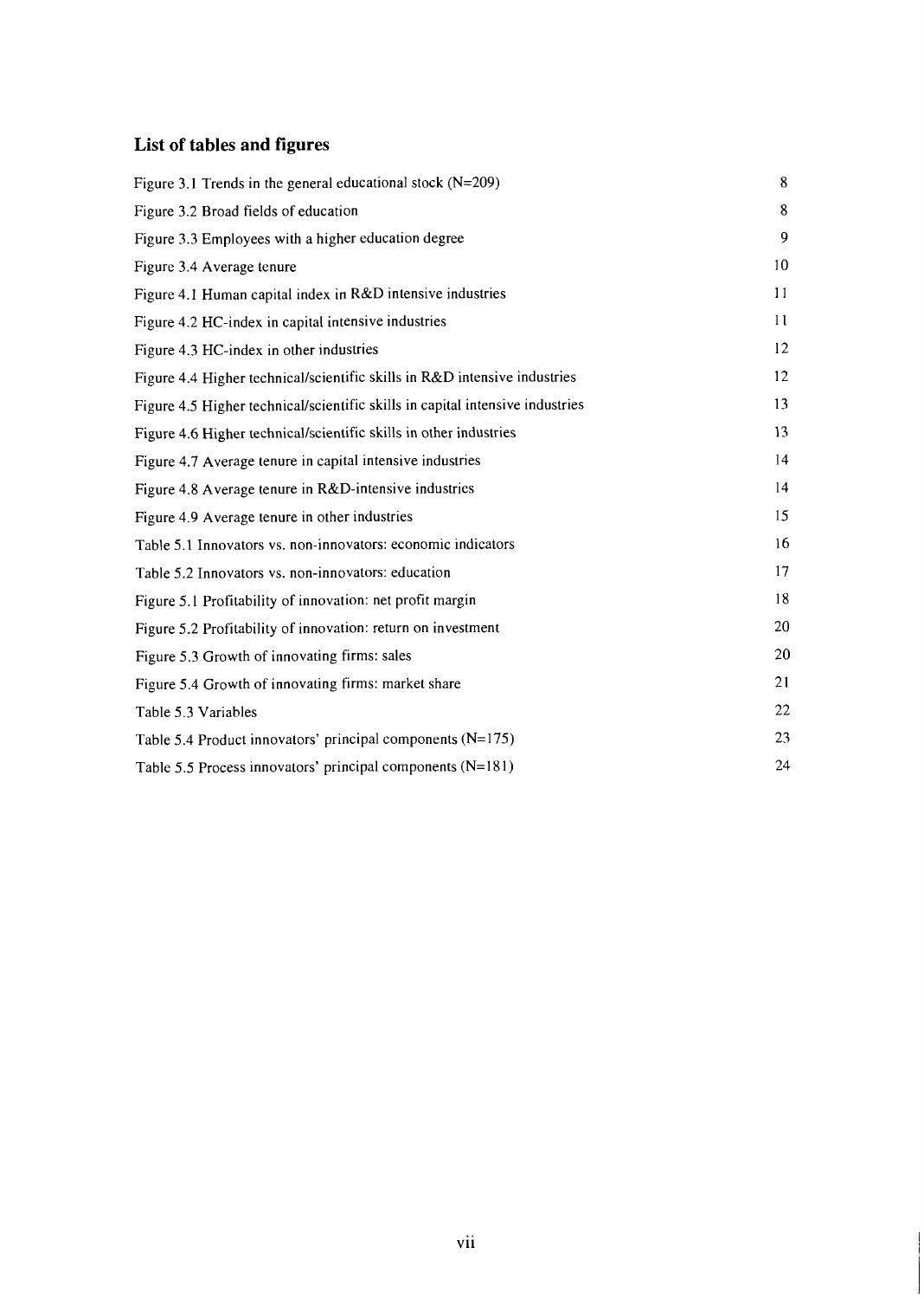## List of tables and figures

| | |
|---|---|
| Figure 3.1 Trends in the general educational stock (N=209) | 8 |
| Figure 3.2 Broad fields of education | 8 |
| Figure 3.3 Employees with a higher education degree | 9 |
| Figure 3.4 Average tenure | 10 |
| Figure 4.1 Human capital index in R&D intensive industries | 11 |
| Figure 4.2 HC-index in capital intensive industries | 11 |
| Figure 4.3 HC-index in other industries | 12 |
| Figure 4.4 Higher technical/scientific skills in R&D intensive industries | 12 |
| Figure 4.5 Higher technical/scientific skills in capital intensive industries | 13 |
| Figure 4.6 Higher technical/scientific skills in other industries | 13 |
| Figure 4.7 Average tenure in capital intensive industries | 14 |
| Figure 4.8 Average tenure in R&D-intensive industries | 14 |
| Figure 4.9 Average tenure in other industries | 15 |
| Table 5.1 Innovators vs. non-innovators: economic indicators | 16 |
| Table 5.2 Innovators vs. non-innovators: education | 17 |
| Figure 5.1 Profitability of innovation: net profit margin | 18 |
| Figure 5.2 Profitability of innovation: return on investment | 20 |
| Figure 5.3 Growth of innovating firms: sales | 20 |
| Figure 5.4 Growth of innovating firms: market share | 21 |
| Table 5.3 Variables | 22 |
| Table 5.4 Product innovators' principal components (N=175) | 23 |
| Table 5.5 Process innovators' principal components (N=181) | 24 |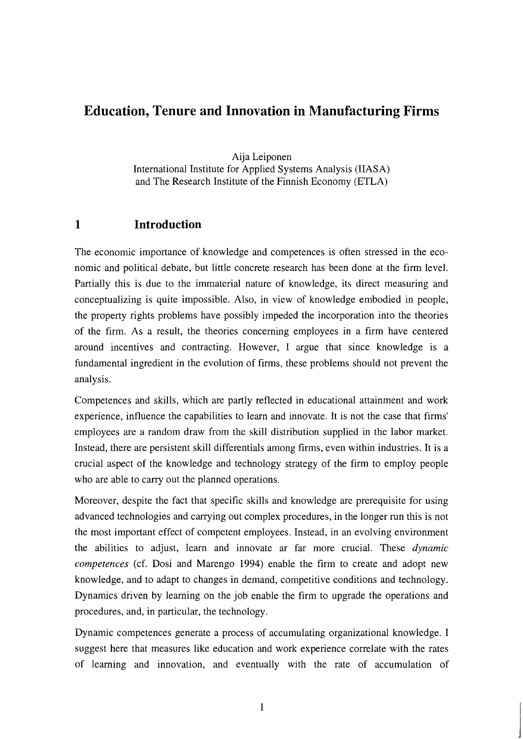# Education, Tenure and Innovation in Manufacturing Firms

Aija Leiponen
International Institute for Applied Systems Analysis (IIASA)
and The Research Institute of the Finnish Economy (ETLA)

## 1 Introduction

The economic importance of knowledge and competences is often stressed in the economic and political debate, but little concrete research has been done at the firm level. Partially this is due to the immaterial nature of knowledge, its direct measuring and conceptualizing is quite impossible. Also, in view of knowledge embodied in people, the property rights problems have possibly impeded the incorporation into the theories of the firm. As a result, the theories concerning employees in a firm have centered around incentives and contracting. However, I argue that since knowledge is a fundamental ingredient in the evolution of firms, these problems should not prevent the analysis.

Competences and skills, which are partly reflected in educational attainment and work experience, influence the capabilities to learn and innovate. It is not the case that firms' employees are a random draw from the skill distribution supplied in the labor market. Instead, there are persistent skill differentials among firms, even within industries. It is a crucial aspect of the knowledge and technology strategy of the firm to employ people who are able to carry out the planned operations.

Moreover, despite the fact that specific skills and knowledge are prerequisite for using advanced technologies and carrying out complex procedures, in the longer run this is not the most important effect of competent employees. Instead, in an evolving environment the abilities to adjust, learn and innovate ar far more crucial. These *dynamic competences* (cf. Dosi and Marengo 1994) enable the firm to create and adopt new knowledge, and to adapt to changes in demand, competitive conditions and technology. Dynamics driven by learning on the job enable the firm to upgrade the operations and procedures, and, in particular, the technology.

Dynamic competences generate a process of accumulating organizational knowledge. I suggest here that measures like education and work experience correlate with the rates of learning and innovation, and eventually with the rate of accumulation of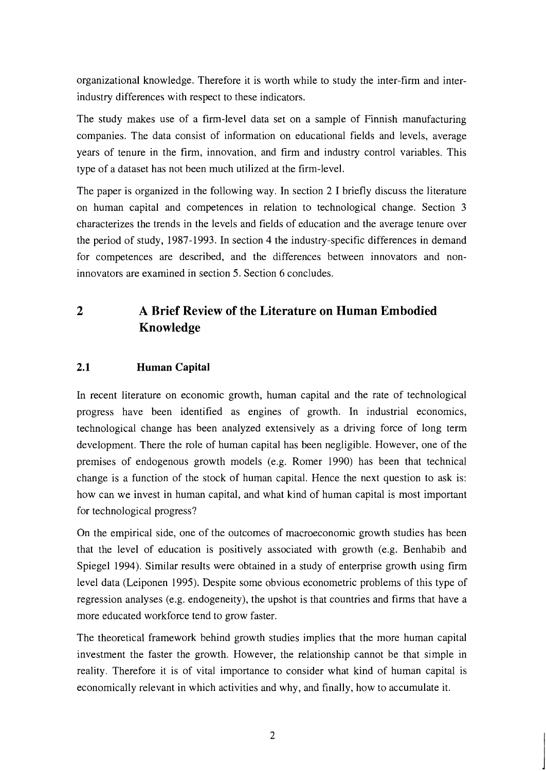organizational knowledge. Therefore it is worth while to study the inter-firm and inter-industry differences with respect to these indicators.

The study makes use of a firm-level data set on a sample of Finnish manufacturing companies. The data consist of information on educational fields and levels, average years of tenure in the firm, innovation, and firm and industry control variables. This type of a dataset has not been much utilized at the firm-level.

The paper is organized in the following way. In section 2 I briefly discuss the literature on human capital and competences in relation to technological change. Section 3 characterizes the trends in the levels and fields of education and the average tenure over the period of study, 1987-1993. In section 4 the industry-specific differences in demand for competences are described, and the differences between innovators and non-innovators are examined in section 5. Section 6 concludes.

# 2 A Brief Review of the Literature on Human Embodied Knowledge

## 2.1 Human Capital

In recent literature on economic growth, human capital and the rate of technological progress have been identified as engines of growth. In industrial economics, technological change has been analyzed extensively as a driving force of long term development. There the role of human capital has been negligible. However, one of the premises of endogenous growth models (e.g. Romer 1990) has been that technical change is a function of the stock of human capital. Hence the next question to ask is: how can we invest in human capital, and what kind of human capital is most important for technological progress?

On the empirical side, one of the outcomes of macroeconomic growth studies has been that the level of education is positively associated with growth (e.g. Benhabib and Spiegel 1994). Similar results were obtained in a study of enterprise growth using firm level data (Leiponen 1995). Despite some obvious econometric problems of this type of regression analyses (e.g. endogeneity), the upshot is that countries and firms that have a more educated workforce tend to grow faster.

The theoretical framework behind growth studies implies that the more human capital investment the faster the growth. However, the relationship cannot be that simple in reality. Therefore it is of vital importance to consider what kind of human capital is economically relevant in which activities and why, and finally, how to accumulate it.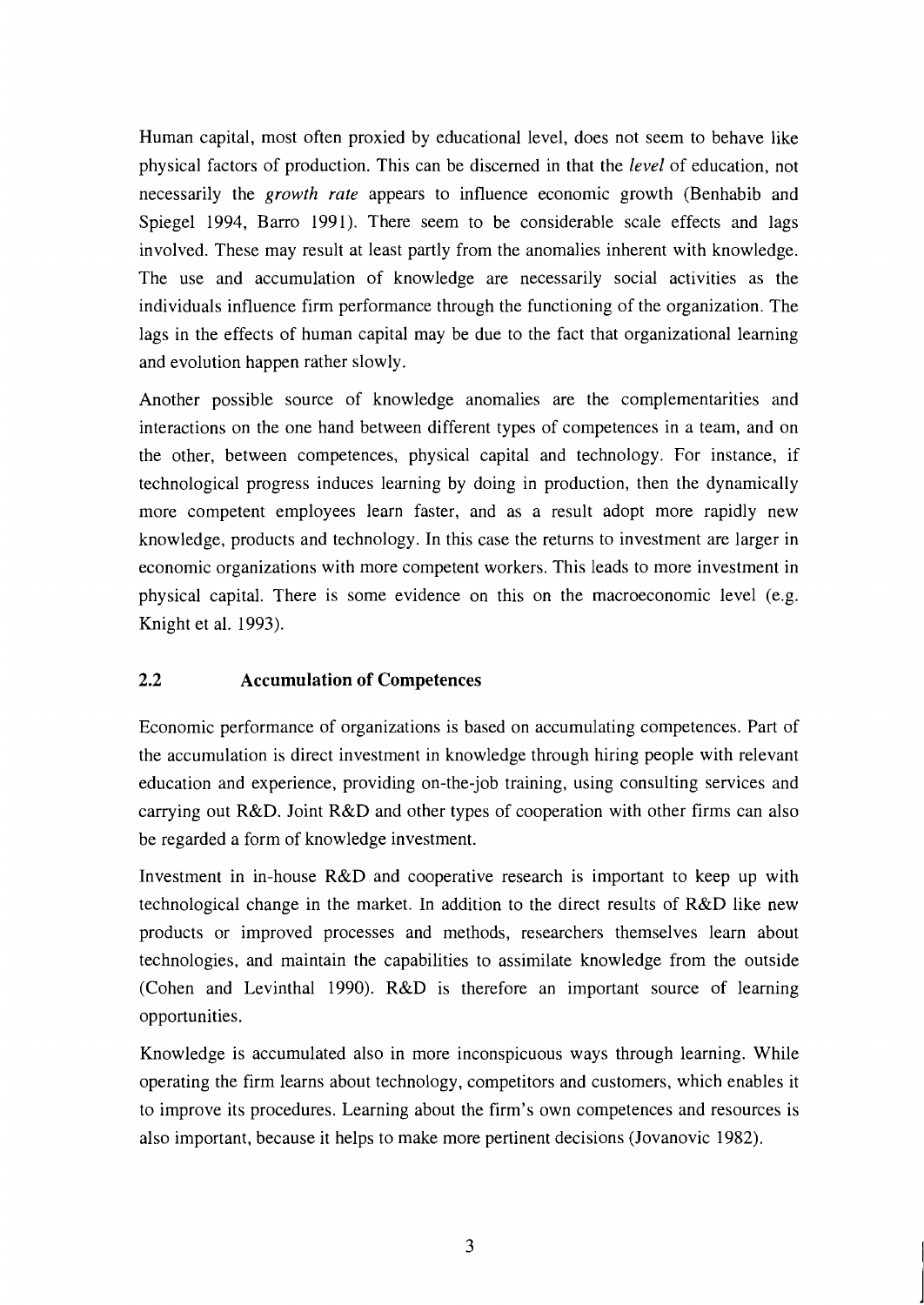Human capital, most often proxied by educational level, does not seem to behave like physical factors of production. This can be discerned in that the *level* of education, not necessarily the *growth rate* appears to influence economic growth (Benhabib and Spiegel 1994, Barro 1991). There seem to be considerable scale effects and lags involved. These may result at least partly from the anomalies inherent with knowledge. The use and accumulation of knowledge are necessarily social activities as the individuals influence firm performance through the functioning of the organization. The lags in the effects of human capital may be due to the fact that organizational learning and evolution happen rather slowly.

Another possible source of knowledge anomalies are the complementarities and interactions on the one hand between different types of competences in a team, and on the other, between competences, physical capital and technology. For instance, if technological progress induces learning by doing in production, then the dynamically more competent employees learn faster, and as a result adopt more rapidly new knowledge, products and technology. In this case the returns to investment are larger in economic organizations with more competent workers. This leads to more investment in physical capital. There is some evidence on this on the macroeconomic level (e.g. Knight et al. 1993).

## 2.2 Accumulation of Competences

Economic performance of organizations is based on accumulating competences. Part of the accumulation is direct investment in knowledge through hiring people with relevant education and experience, providing on-the-job training, using consulting services and carrying out R&D. Joint R&D and other types of cooperation with other firms can also be regarded a form of knowledge investment.

Investment in in-house R&D and cooperative research is important to keep up with technological change in the market. In addition to the direct results of R&D like new products or improved processes and methods, researchers themselves learn about technologies, and maintain the capabilities to assimilate knowledge from the outside (Cohen and Levinthal 1990). R&D is therefore an important source of learning opportunities.

Knowledge is accumulated also in more inconspicuous ways through learning. While operating the firm learns about technology, competitors and customers, which enables it to improve its procedures. Learning about the firm's own competences and resources is also important, because it helps to make more pertinent decisions (Jovanovic 1982).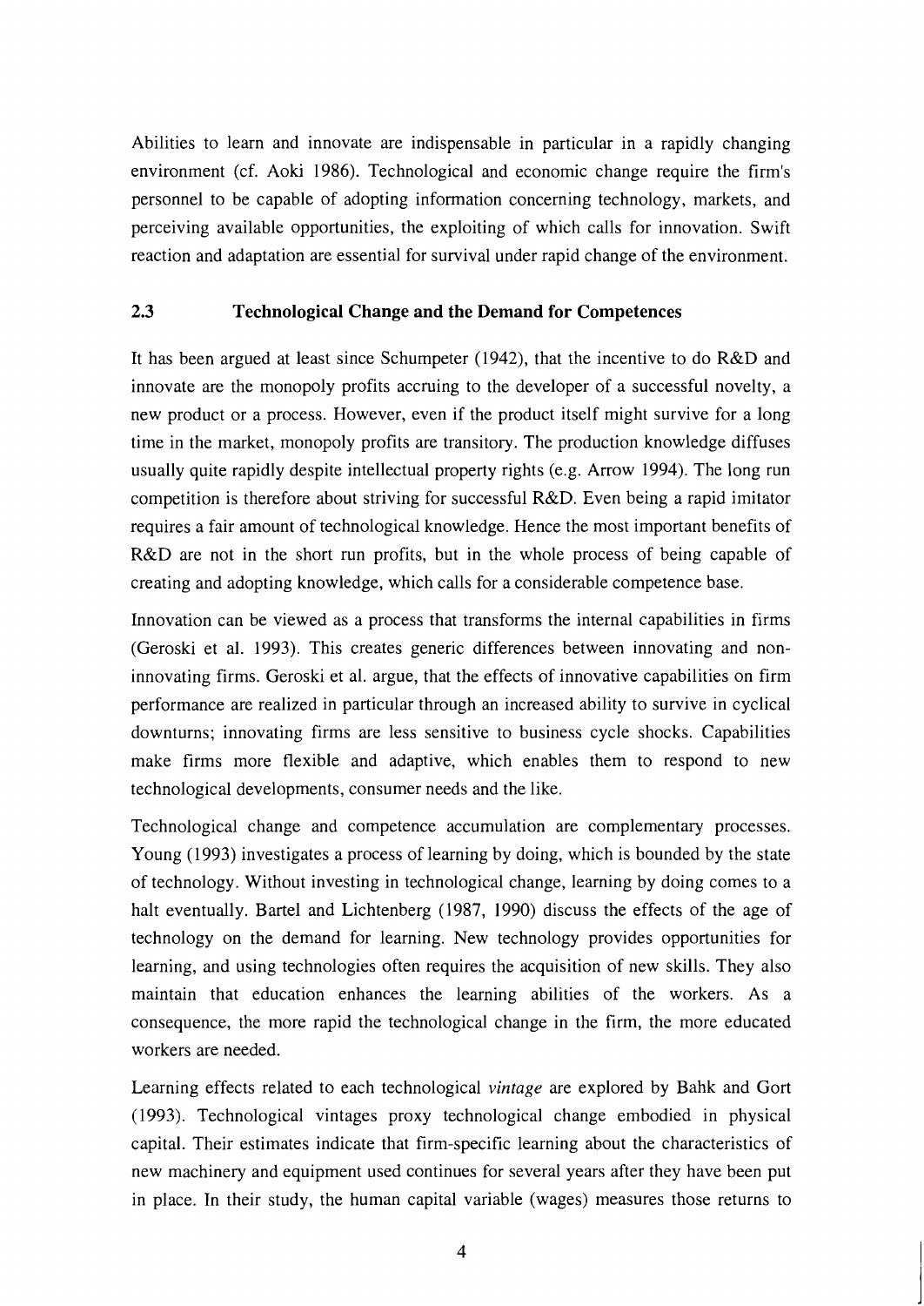Abilities to learn and innovate are indispensable in particular in a rapidly changing environment (cf. Aoki 1986). Technological and economic change require the firm's personnel to be capable of adopting information concerning technology, markets, and perceiving available opportunities, the exploiting of which calls for innovation. Swift reaction and adaptation are essential for survival under rapid change of the environment.

## 2.3 Technological Change and the Demand for Competences

It has been argued at least since Schumpeter (1942), that the incentive to do R&D and innovate are the monopoly profits accruing to the developer of a successful novelty, a new product or a process. However, even if the product itself might survive for a long time in the market, monopoly profits are transitory. The production knowledge diffuses usually quite rapidly despite intellectual property rights (e.g. Arrow 1994). The long run competition is therefore about striving for successful R&D. Even being a rapid imitator requires a fair amount of technological knowledge. Hence the most important benefits of R&D are not in the short run profits, but in the whole process of being capable of creating and adopting knowledge, which calls for a considerable competence base.

Innovation can be viewed as a process that transforms the internal capabilities in firms (Geroski et al. 1993). This creates generic differences between innovating and non-innovating firms. Geroski et al. argue, that the effects of innovative capabilities on firm performance are realized in particular through an increased ability to survive in cyclical downturns; innovating firms are less sensitive to business cycle shocks. Capabilities make firms more flexible and adaptive, which enables them to respond to new technological developments, consumer needs and the like.

Technological change and competence accumulation are complementary processes. Young (1993) investigates a process of learning by doing, which is bounded by the state of technology. Without investing in technological change, learning by doing comes to a halt eventually. Bartel and Lichtenberg (1987, 1990) discuss the effects of the age of technology on the demand for learning. New technology provides opportunities for learning, and using technologies often requires the acquisition of new skills. They also maintain that education enhances the learning abilities of the workers. As a consequence, the more rapid the technological change in the firm, the more educated workers are needed.

Learning effects related to each technological *vintage* are explored by Bahk and Gort (1993). Technological vintages proxy technological change embodied in physical capital. Their estimates indicate that firm-specific learning about the characteristics of new machinery and equipment used continues for several years after they have been put in place. In their study, the human capital variable (wages) measures those returns to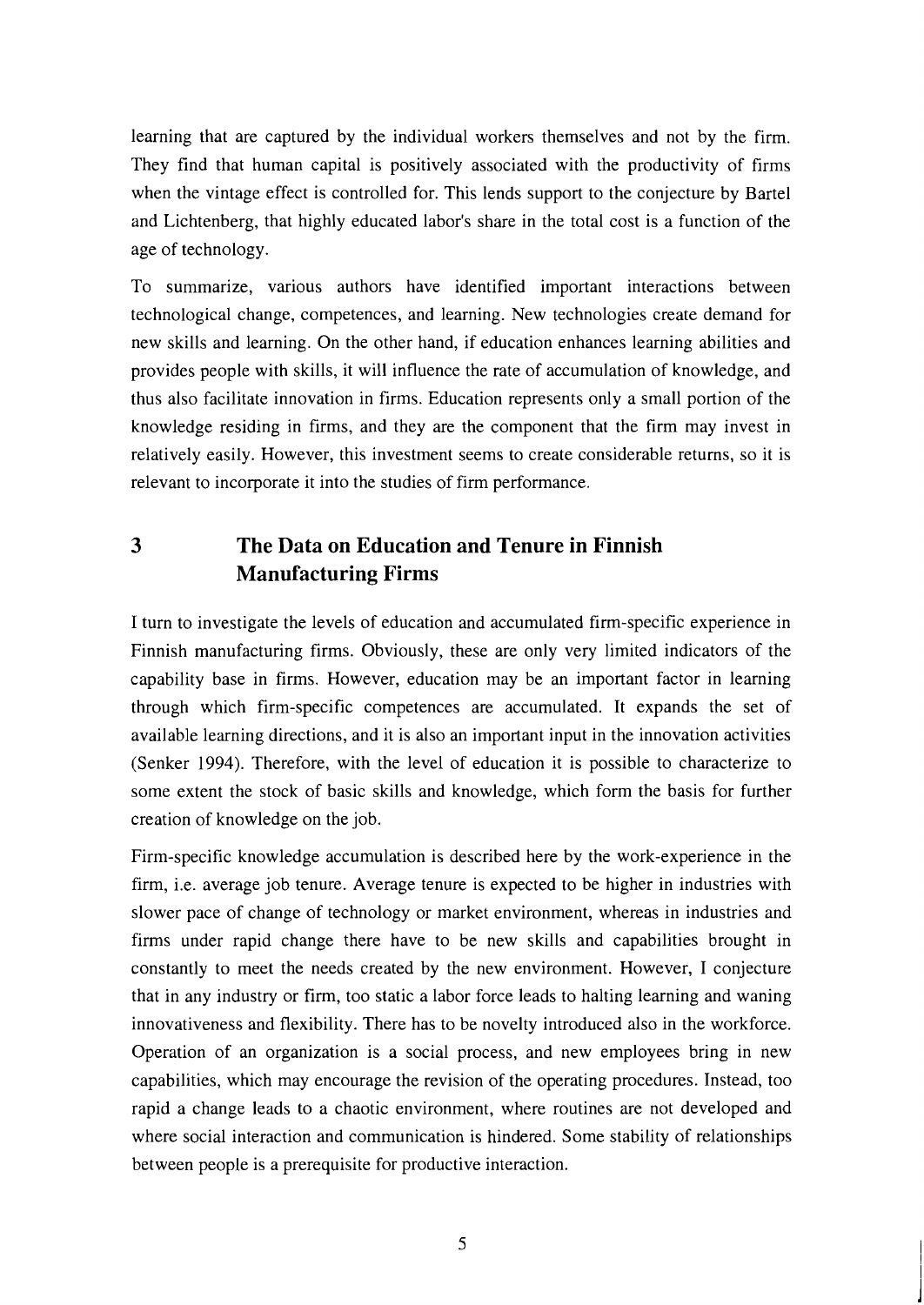learning that are captured by the individual workers themselves and not by the firm. They find that human capital is positively associated with the productivity of firms when the vintage effect is controlled for. This lends support to the conjecture by Bartel and Lichtenberg, that highly educated labor's share in the total cost is a function of the age of technology.

To summarize, various authors have identified important interactions between technological change, competences, and learning. New technologies create demand for new skills and learning. On the other hand, if education enhances learning abilities and provides people with skills, it will influence the rate of accumulation of knowledge, and thus also facilitate innovation in firms. Education represents only a small portion of the knowledge residing in firms, and they are the component that the firm may invest in relatively easily. However, this investment seems to create considerable returns, so it is relevant to incorporate it into the studies of firm performance.

# 3 The Data on Education and Tenure in Finnish Manufacturing Firms

I turn to investigate the levels of education and accumulated firm-specific experience in Finnish manufacturing firms. Obviously, these are only very limited indicators of the capability base in firms. However, education may be an important factor in learning through which firm-specific competences are accumulated. It expands the set of available learning directions, and it is also an important input in the innovation activities (Senker 1994). Therefore, with the level of education it is possible to characterize to some extent the stock of basic skills and knowledge, which form the basis for further creation of knowledge on the job.

Firm-specific knowledge accumulation is described here by the work-experience in the firm, i.e. average job tenure. Average tenure is expected to be higher in industries with slower pace of change of technology or market environment, whereas in industries and firms under rapid change there have to be new skills and capabilities brought in constantly to meet the needs created by the new environment. However, I conjecture that in any industry or firm, too static a labor force leads to halting learning and waning innovativeness and flexibility. There has to be novelty introduced also in the workforce. Operation of an organization is a social process, and new employees bring in new capabilities, which may encourage the revision of the operating procedures. Instead, too rapid a change leads to a chaotic environment, where routines are not developed and where social interaction and communication is hindered. Some stability of relationships between people is a prerequisite for productive interaction.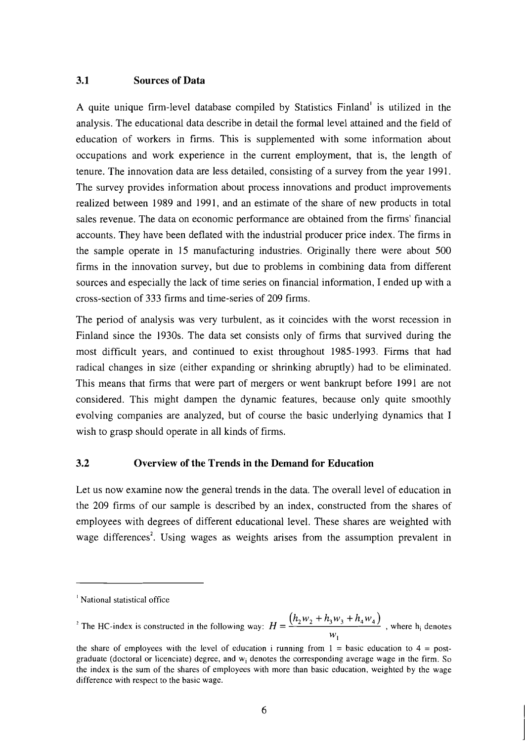## 3.1 Sources of Data

A quite unique firm-level database compiled by Statistics Finland[1] is utilized in the analysis. The educational data describe in detail the formal level attained and the field of education of workers in firms. This is supplemented with some information about occupations and work experience in the current employment, that is, the length of tenure. The innovation data are less detailed, consisting of a survey from the year 1991. The survey provides information about process innovations and product improvements realized between 1989 and 1991, and an estimate of the share of new products in total sales revenue. The data on economic performance are obtained from the firms' financial accounts. They have been deflated with the industrial producer price index. The firms in the sample operate in 15 manufacturing industries. Originally there were about 500 firms in the innovation survey, but due to problems in combining data from different sources and especially the lack of time series on financial information, I ended up with a cross-section of 333 firms and time-series of 209 firms.

The period of analysis was very turbulent, as it coincides with the worst recession in Finland since the 1930s. The data set consists only of firms that survived during the most difficult years, and continued to exist throughout 1985-1993. Firms that had radical changes in size (either expanding or shrinking abruptly) had to be eliminated. This means that firms that were part of mergers or went bankrupt before 1991 are not considered. This might dampen the dynamic features, because only quite smoothly evolving companies are analyzed, but of course the basic underlying dynamics that I wish to grasp should operate in all kinds of firms.

## 3.2 Overview of the Trends in the Demand for Education

Let us now examine now the general trends in the data. The overall level of education in the 209 firms of our sample is described by an index, constructed from the shares of employees with degrees of different educational level. These shares are weighted with wage differences[2]. Using wages as weights arises from the assumption prevalent in

---

[1] National statistical office

[2] The HC-index is constructed in the following way: $H = \frac{(h_2 w_2 + h_3 w_3 + h_4 w_4)}{w_1}$, where $h_i$ denotes the share of employees with the level of education i running from 1 = basic education to 4 = post-graduate (doctoral or licenciate) degree, and $w_i$ denotes the corresponding average wage in the firm. So the index is the sum of the shares of employees with more than basic education, weighted by the wage difference with respect to the basic wage.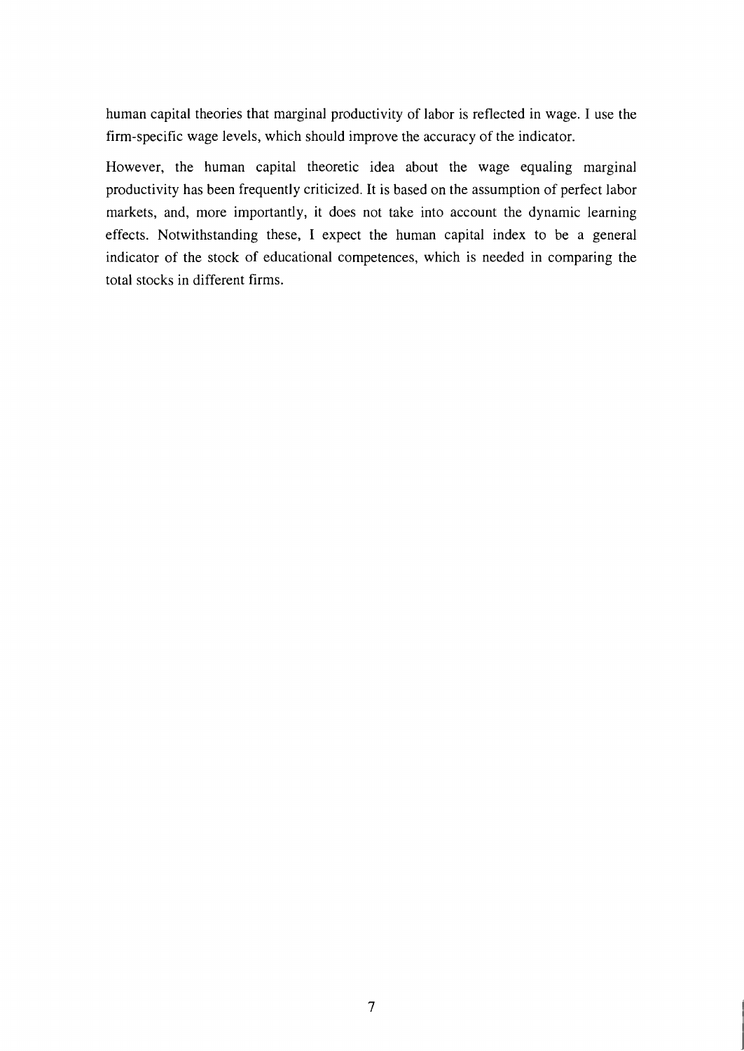human capital theories that marginal productivity of labor is reflected in wage. I use the firm-specific wage levels, which should improve the accuracy of the indicator.

However, the human capital theoretic idea about the wage equaling marginal productivity has been frequently criticized. It is based on the assumption of perfect labor markets, and, more importantly, it does not take into account the dynamic learning effects. Notwithstanding these, I expect the human capital index to be a general indicator of the stock of educational competences, which is needed in comparing the total stocks in different firms.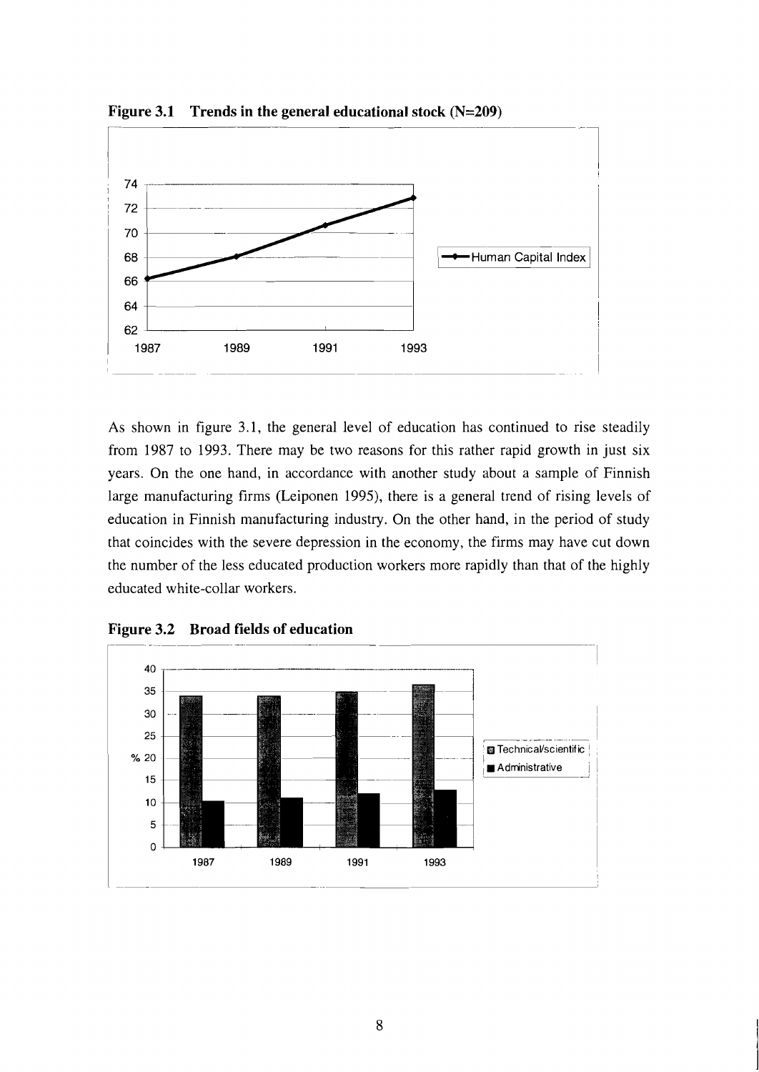**Figure 3.1 Trends in the general educational stock (N=209)**

As shown in figure 3.1, the general level of education has continued to rise steadily from 1987 to 1993. There may be two reasons for this rather rapid growth in just six years. On the one hand, in accordance with another study about a sample of Finnish large manufacturing firms (Leiponen 1995), there is a general trend of rising levels of education in Finnish manufacturing industry. On the other hand, in the period of study that coincides with the severe depression in the economy, the firms may have cut down the number of the less educated production workers more rapidly than that of the highly educated white-collar workers.

**Figure 3.2 Broad fields of education**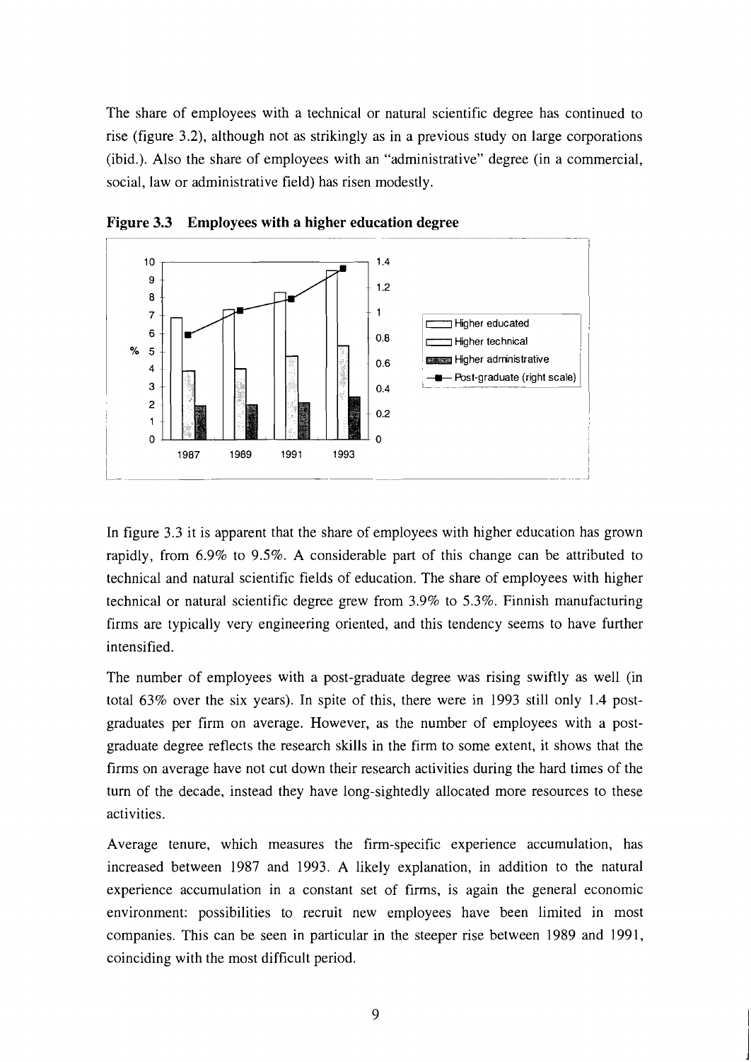The share of employees with a technical or natural scientific degree has continued to rise (figure 3.2), although not as strikingly as in a previous study on large corporations (ibid.). Also the share of employees with an "administrative" degree (in a commercial, social, law or administrative field) has risen modestly.

**Figure 3.3 Employees with a higher education degree**

In figure 3.3 it is apparent that the share of employees with higher education has grown rapidly, from 6.9% to 9.5%. A considerable part of this change can be attributed to technical and natural scientific fields of education. The share of employees with higher technical or natural scientific degree grew from 3.9% to 5.3%. Finnish manufacturing firms are typically very engineering oriented, and this tendency seems to have further intensified.

The number of employees with a post-graduate degree was rising swiftly as well (in total 63% over the six years). In spite of this, there were in 1993 still only 1.4 post-graduates per firm on average. However, as the number of employees with a post-graduate degree reflects the research skills in the firm to some extent, it shows that the firms on average have not cut down their research activities during the hard times of the turn of the decade, instead they have long-sightedly allocated more resources to these activities.

Average tenure, which measures the firm-specific experience accumulation, has increased between 1987 and 1993. A likely explanation, in addition to the natural experience accumulation in a constant set of firms, is again the general economic environment: possibilities to recruit new employees have been limited in most companies. This can be seen in particular in the steeper rise between 1989 and 1991, coinciding with the most difficult period.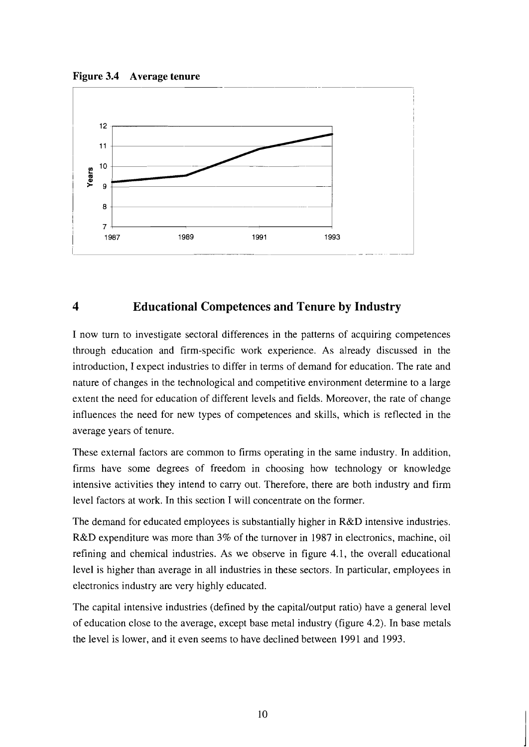**Figure 3.4 Average tenure**

## 4 Educational Competences and Tenure by Industry

I now turn to investigate sectoral differences in the patterns of acquiring competences through education and firm-specific work experience. As already discussed in the introduction, I expect industries to differ in terms of demand for education. The rate and nature of changes in the technological and competitive environment determine to a large extent the need for education of different levels and fields. Moreover, the rate of change influences the need for new types of competences and skills, which is reflected in the average years of tenure.

These external factors are common to firms operating in the same industry. In addition, firms have some degrees of freedom in choosing how technology or knowledge intensive activities they intend to carry out. Therefore, there are both industry and firm level factors at work. In this section I will concentrate on the former.

The demand for educated employees is substantially higher in R&D intensive industries. R&D expenditure was more than 3% of the turnover in 1987 in electronics, machine, oil refining and chemical industries. As we observe in figure 4.1, the overall educational level is higher than average in all industries in these sectors. In particular, employees in electronics industry are very highly educated.

The capital intensive industries (defined by the capital/output ratio) have a general level of education close to the average, except base metal industry (figure 4.2). In base metals the level is lower, and it even seems to have declined between 1991 and 1993.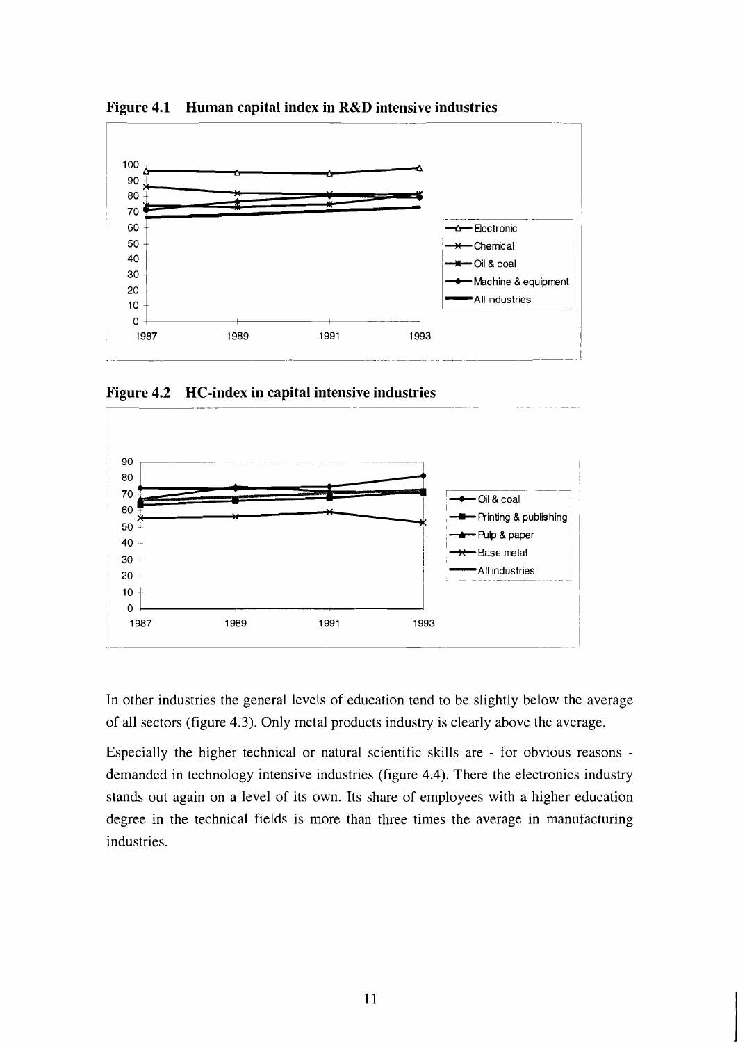**Figure 4.1 Human capital index in R&D intensive industries**

**Figure 4.2 HC-index in capital intensive industries**

In other industries the general levels of education tend to be slightly below the average of all sectors (figure 4.3). Only metal products industry is clearly above the average.

Especially the higher technical or natural scientific skills are - for obvious reasons - demanded in technology intensive industries (figure 4.4). There the electronics industry stands out again on a level of its own. Its share of employees with a higher education degree in the technical fields is more than three times the average in manufacturing industries.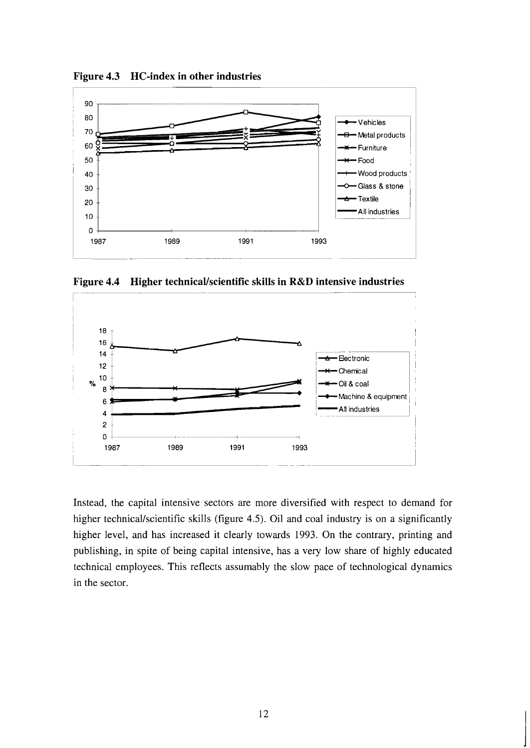**Figure 4.3 HC-index in other industries**

**Figure 4.4 Higher technical/scientific skills in R&D intensive industries**

Instead, the capital intensive sectors are more diversified with respect to demand for higher technical/scientific skills (figure 4.5). Oil and coal industry is on a significantly higher level, and has increased it clearly towards 1993. On the contrary, printing and publishing, in spite of being capital intensive, has a very low share of highly educated technical employees. This reflects assumably the slow pace of technological dynamics in the sector.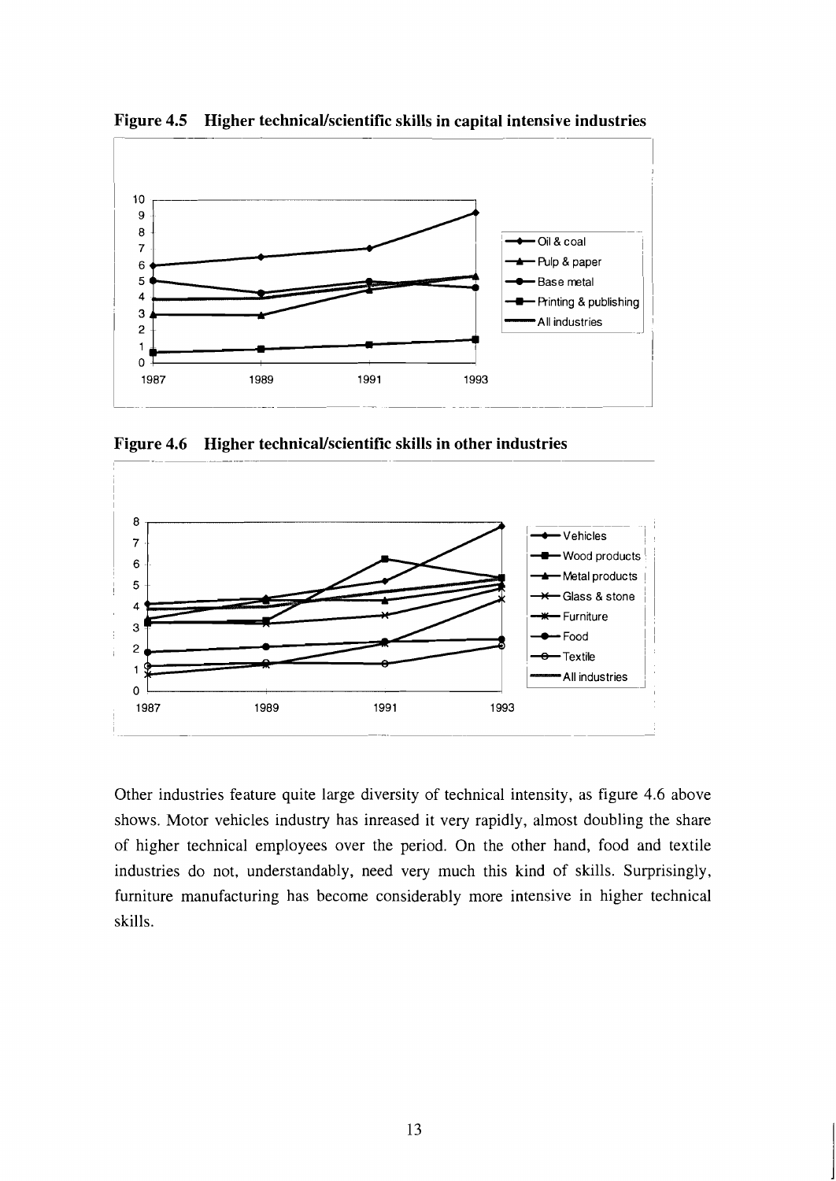**Figure 4.5 Higher technical/scientific skills in capital intensive industries**

**Figure 4.6 Higher technical/scientific skills in other industries**

Other industries feature quite large diversity of technical intensity, as figure 4.6 above shows. Motor vehicles industry has inreased it very rapidly, almost doubling the share of higher technical employees over the period. On the other hand, food and textile industries do not, understandably, need very much this kind of skills. Surprisingly, furniture manufacturing has become considerably more intensive in higher technical skills.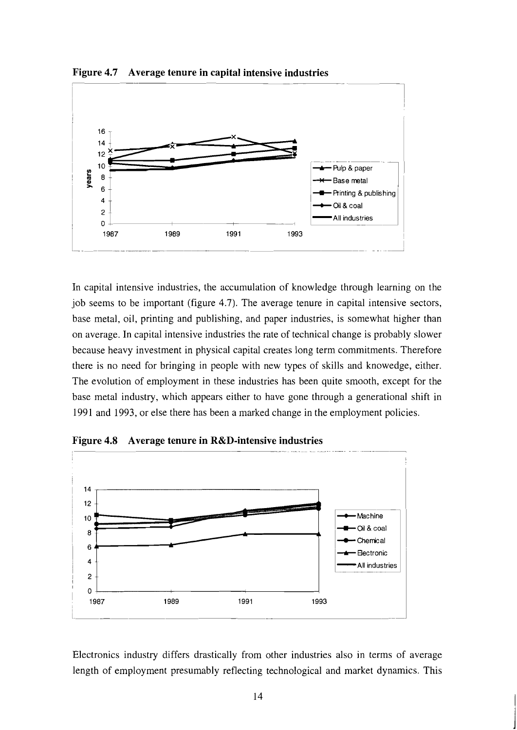**Figure 4.7 Average tenure in capital intensive industries**

In capital intensive industries, the accumulation of knowledge through learning on the job seems to be important (figure 4.7). The average tenure in capital intensive sectors, base metal, oil, printing and publishing, and paper industries, is somewhat higher than on average. In capital intensive industries the rate of technical change is probably slower because heavy investment in physical capital creates long term commitments. Therefore there is no need for bringing in people with new types of skills and knowedge, either. The evolution of employment in these industries has been quite smooth, except for the base metal industry, which appears either to have gone through a generational shift in 1991 and 1993, or else there has been a marked change in the employment policies.

**Figure 4.8 Average tenure in R&D-intensive industries**

Electronics industry differs drastically from other industries also in terms of average length of employment presumably reflecting technological and market dynamics. This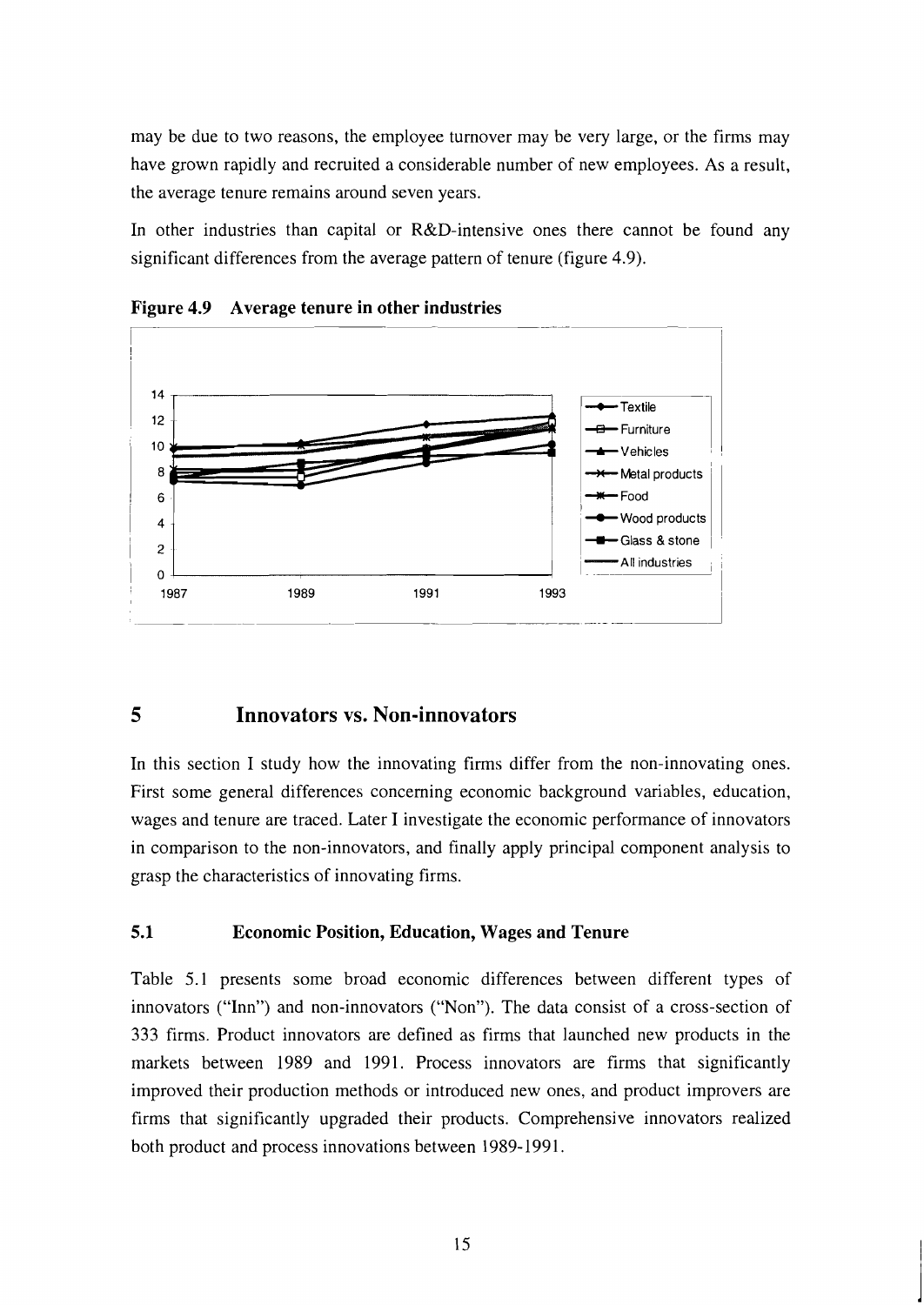may be due to two reasons, the employee turnover may be very large, or the firms may have grown rapidly and recruited a considerable number of new employees. As a result, the average tenure remains around seven years.

In other industries than capital or R&D-intensive ones there cannot be found any significant differences from the average pattern of tenure (figure 4.9).

**Figure 4.9 Average tenure in other industries**

## 5 Innovators vs. Non-innovators

In this section I study how the innovating firms differ from the non-innovating ones. First some general differences concerning economic background variables, education, wages and tenure are traced. Later I investigate the economic performance of innovators in comparison to the non-innovators, and finally apply principal component analysis to grasp the characteristics of innovating firms.

### 5.1 Economic Position, Education, Wages and Tenure

Table 5.1 presents some broad economic differences between different types of innovators ("Inn") and non-innovators ("Non"). The data consist of a cross-section of 333 firms. Product innovators are defined as firms that launched new products in the markets between 1989 and 1991. Process innovators are firms that significantly improved their production methods or introduced new ones, and product improvers are firms that significantly upgraded their products. Comprehensive innovators realized both product and process innovations between 1989-1991.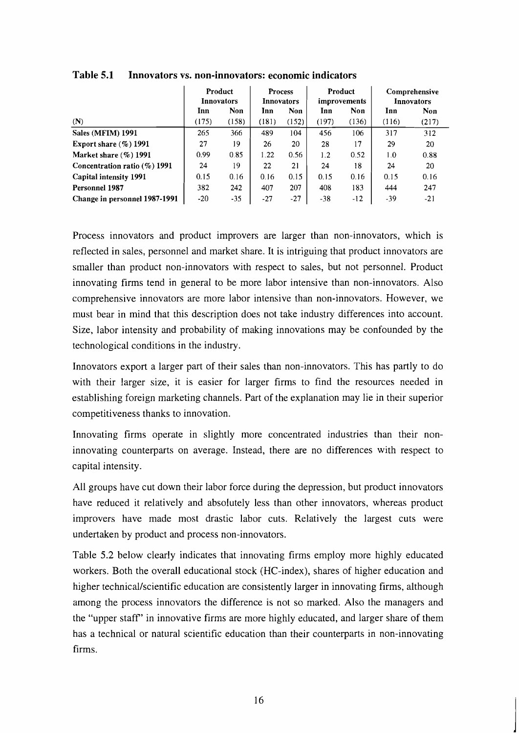**Table 5.1 Innovators vs. non-innovators: economic indicators**

| | Product Innovators | | Process Innovators | | Product improvements | | Comprehensive Innovators | |
|---|---|---|---|---|---|---|---|---|
| | Inn | Non | Inn | Non | Inn | Non | Inn | Non |
| (N) | (175) | (158) | (181) | (152) | (197) | (136) | (116) | (217) |
| **Sales (MFIM) 1991** | 265 | 366 | 489 | 104 | 456 | 106 | 317 | 312 |
| **Export share (%) 1991** | 27 | 19 | 26 | 20 | 28 | 17 | 29 | 20 |
| **Market share (%) 1991** | 0.99 | 0.85 | 1.22 | 0.56 | 1.2 | 0.52 | 1.0 | 0.88 |
| **Concentration ratio (%) 1991** | 24 | 19 | 22 | 21 | 24 | 18 | 24 | 20 |
| **Capital intensity 1991** | 0.15 | 0.16 | 0.16 | 0.15 | 0.15 | 0.16 | 0.15 | 0.16 |
| **Personnel 1987** | 382 | 242 | 407 | 207 | 408 | 183 | 444 | 247 |
| **Change in personnel 1987-1991** | -20 | -35 | -27 | -27 | -38 | -12 | -39 | -21 |

Process innovators and product improvers are larger than non-innovators, which is reflected in sales, personnel and market share. It is intriguing that product innovators are smaller than product non-innovators with respect to sales, but not personnel. Product innovating firms tend in general to be more labor intensive than non-innovators. Also comprehensive innovators are more labor intensive than non-innovators. However, we must bear in mind that this description does not take industry differences into account. Size, labor intensity and probability of making innovations may be confounded by the technological conditions in the industry.

Innovators export a larger part of their sales than non-innovators. This has partly to do with their larger size, it is easier for larger firms to find the resources needed in establishing foreign marketing channels. Part of the explanation may lie in their superior competitiveness thanks to innovation.

Innovating firms operate in slightly more concentrated industries than their non-innovating counterparts on average. Instead, there are no differences with respect to capital intensity.

All groups have cut down their labor force during the depression, but product innovators have reduced it relatively and absolutely less than other innovators, whereas product improvers have made most drastic labor cuts. Relatively the largest cuts were undertaken by product and process non-innovators.

Table 5.2 below clearly indicates that innovating firms employ more highly educated workers. Both the overall educational stock (HC-index), shares of higher education and higher technical/scientific education are consistently larger in innovating firms, although among the process innovators the difference is not so marked. Also the managers and the "upper staff" in innovative firms are more highly educated, and larger share of them has a technical or natural scientific education than their counterparts in non-innovating firms.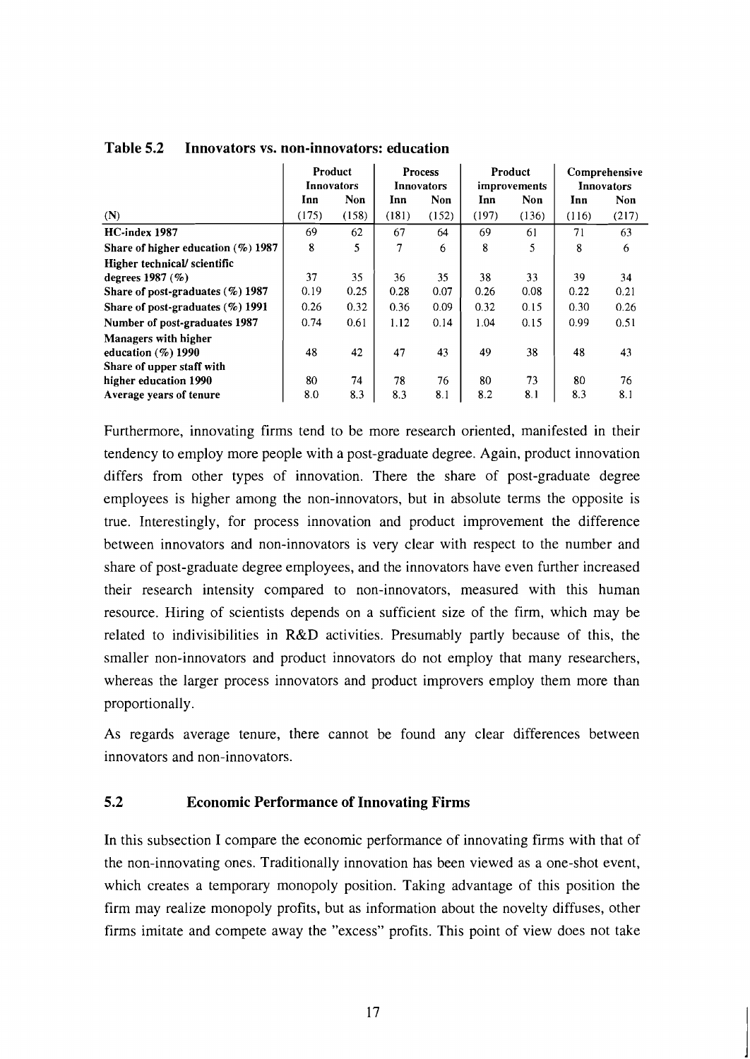**Table 5.2 Innovators vs. non-innovators: education**

| | Product Innovators | | Process Innovators | | Product improvements | | Comprehensive Innovators | |
|---|---|---|---|---|---|---|---|---|
| | Inn | Non | Inn | Non | Inn | Non | Inn | Non |
| (N) | (175) | (158) | (181) | (152) | (197) | (136) | (116) | (217) |
| **HC-index 1987** | 69 | 62 | 67 | 64 | 69 | 61 | 71 | 63 |
| **Share of higher education (%) 1987** | 8 | 5 | 7 | 6 | 8 | 5 | 8 | 6 |
| **Higher technical/ scientific degrees 1987 (%)** | 37 | 35 | 36 | 35 | 38 | 33 | 39 | 34 |
| **Share of post-graduates (%) 1987** | 0.19 | 0.25 | 0.28 | 0.07 | 0.26 | 0.08 | 0.22 | 0.21 |
| **Share of post-graduates (%) 1991** | 0.26 | 0.32 | 0.36 | 0.09 | 0.32 | 0.15 | 0.30 | 0.26 |
| **Number of post-graduates 1987** | 0.74 | 0.61 | 1.12 | 0.14 | 1.04 | 0.15 | 0.99 | 0.51 |
| **Managers with higher education (%) 1990** | 48 | 42 | 47 | 43 | 49 | 38 | 48 | 43 |
| **Share of upper staff with higher education 1990** | 80 | 74 | 78 | 76 | 80 | 73 | 80 | 76 |
| **Average years of tenure** | 8.0 | 8.3 | 8.3 | 8.1 | 8.2 | 8.1 | 8.3 | 8.1 |

Furthermore, innovating firms tend to be more research oriented, manifested in their tendency to employ more people with a post-graduate degree. Again, product innovation differs from other types of innovation. There the share of post-graduate degree employees is higher among the non-innovators, but in absolute terms the opposite is true. Interestingly, for process innovation and product improvement the difference between innovators and non-innovators is very clear with respect to the number and share of post-graduate degree employees, and the innovators have even further increased their research intensity compared to non-innovators, measured with this human resource. Hiring of scientists depends on a sufficient size of the firm, which may be related to indivisibilities in R&D activities. Presumably partly because of this, the smaller non-innovators and product innovators do not employ that many researchers, whereas the larger process innovators and product improvers employ them more than proportionally.

As regards average tenure, there cannot be found any clear differences between innovators and non-innovators.

## 5.2 Economic Performance of Innovating Firms

In this subsection I compare the economic performance of innovating firms with that of the non-innovating ones. Traditionally innovation has been viewed as a one-shot event, which creates a temporary monopoly position. Taking advantage of this position the firm may realize monopoly profits, but as information about the novelty diffuses, other firms imitate and compete away the "excess" profits. This point of view does not take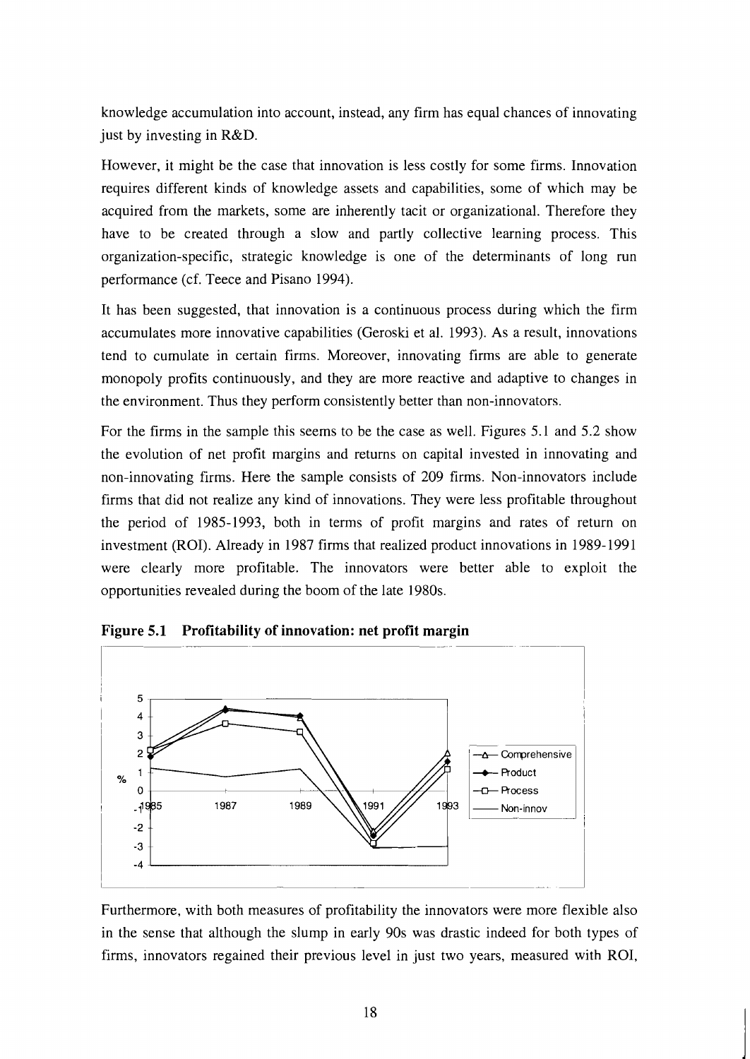knowledge accumulation into account, instead, any firm has equal chances of innovating just by investing in R&D.

However, it might be the case that innovation is less costly for some firms. Innovation requires different kinds of knowledge assets and capabilities, some of which may be acquired from the markets, some are inherently tacit or organizational. Therefore they have to be created through a slow and partly collective learning process. This organization-specific, strategic knowledge is one of the determinants of long run performance (cf. Teece and Pisano 1994).

It has been suggested, that innovation is a continuous process during which the firm accumulates more innovative capabilities (Geroski et al. 1993). As a result, innovations tend to cumulate in certain firms. Moreover, innovating firms are able to generate monopoly profits continuously, and they are more reactive and adaptive to changes in the environment. Thus they perform consistently better than non-innovators.

For the firms in the sample this seems to be the case as well. Figures 5.1 and 5.2 show the evolution of net profit margins and returns on capital invested in innovating and non-innovating firms. Here the sample consists of 209 firms. Non-innovators include firms that did not realize any kind of innovations. They were less profitable throughout the period of 1985-1993, both in terms of profit margins and rates of return on investment (ROI). Already in 1987 firms that realized product innovations in 1989-1991 were clearly more profitable. The innovators were better able to exploit the opportunities revealed during the boom of the late 1980s.

**Figure 5.1 Profitability of innovation: net profit margin**

Furthermore, with both measures of profitability the innovators were more flexible also in the sense that although the slump in early 90s was drastic indeed for both types of firms, innovators regained their previous level in just two years, measured with ROI,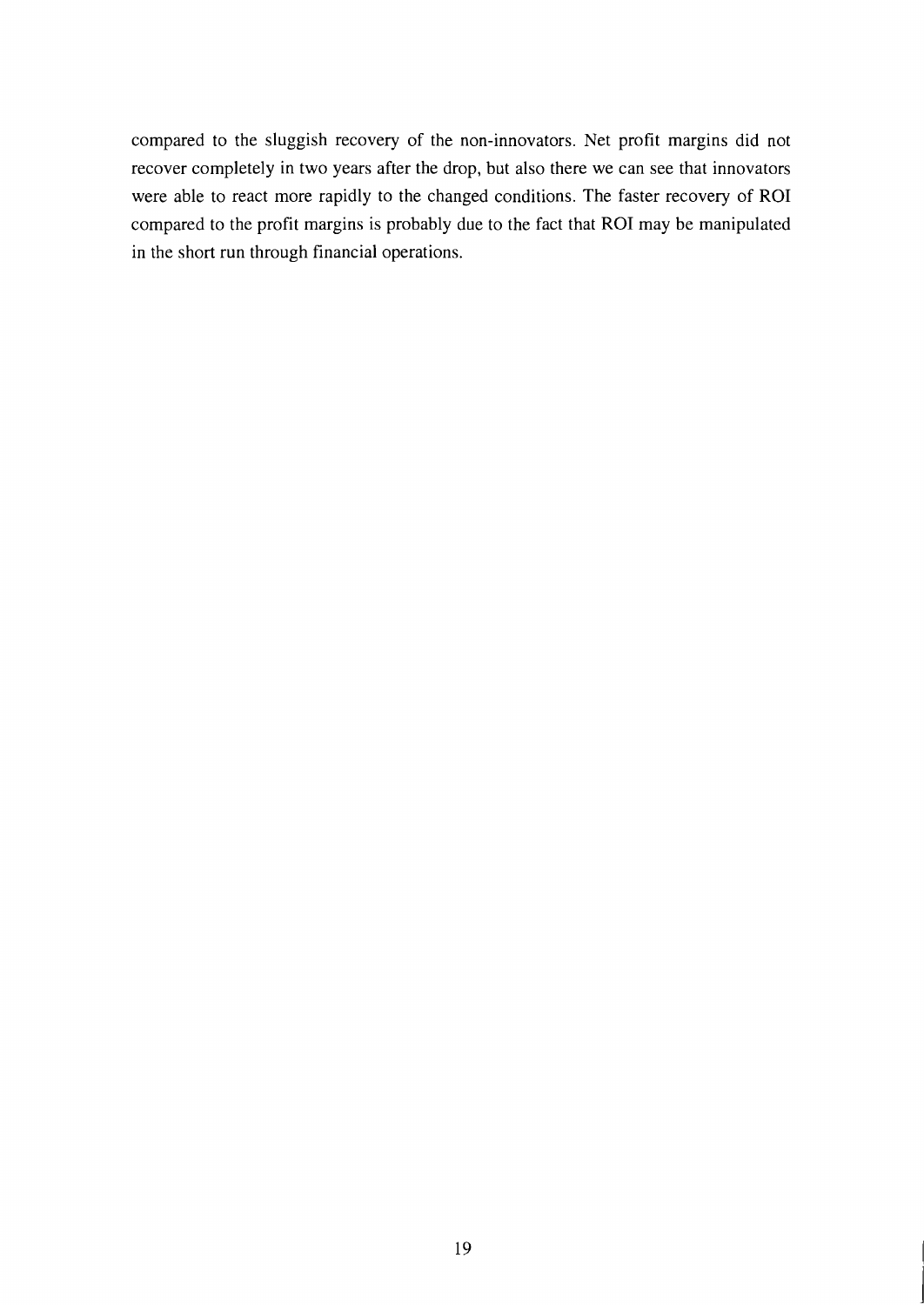compared to the sluggish recovery of the non-innovators. Net profit margins did not recover completely in two years after the drop, but also there we can see that innovators were able to react more rapidly to the changed conditions. The faster recovery of ROI compared to the profit margins is probably due to the fact that ROI may be manipulated in the short run through financial operations.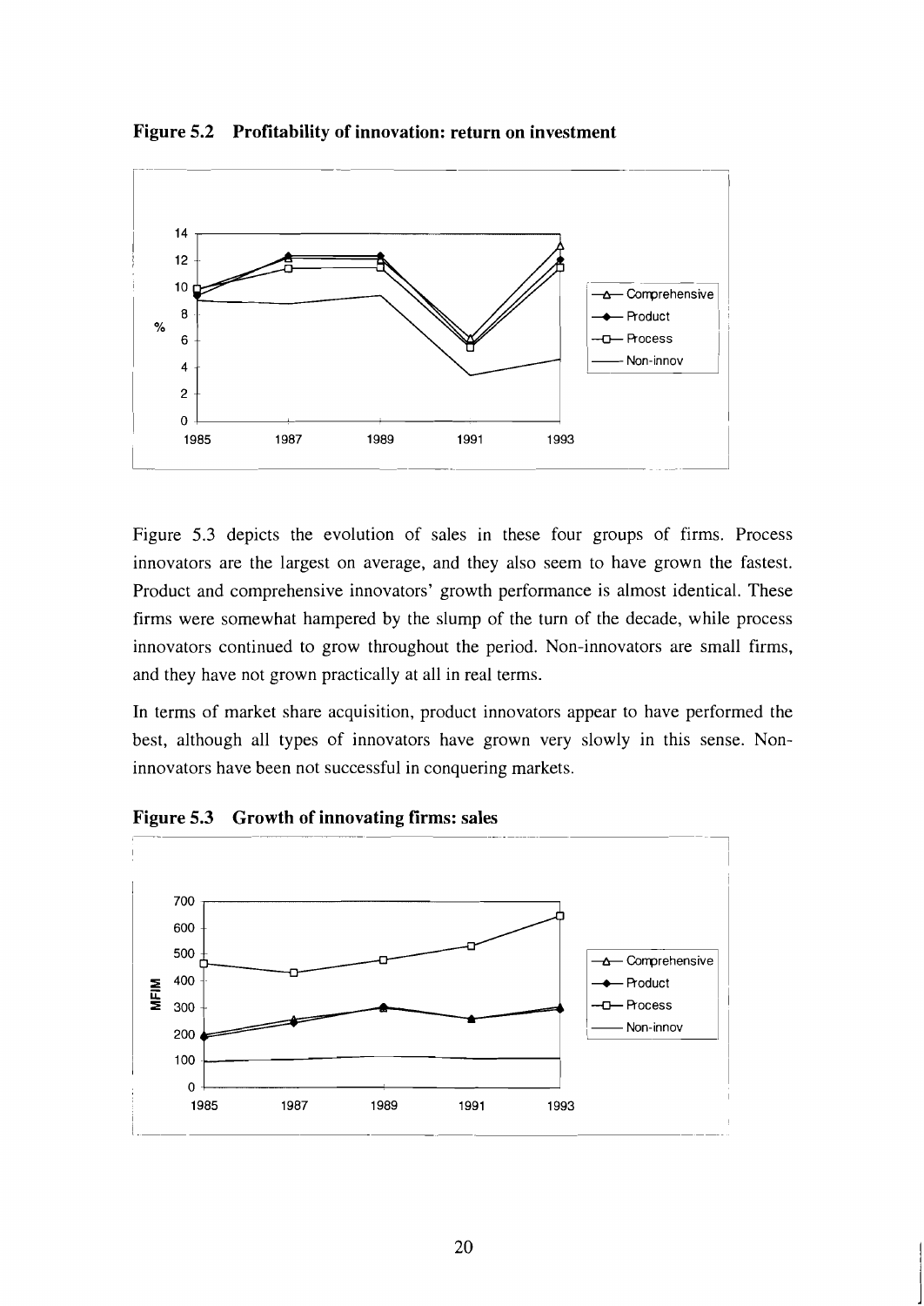**Figure 5.2 Profitability of innovation: return on investment**

Figure 5.3 depicts the evolution of sales in these four groups of firms. Process innovators are the largest on average, and they also seem to have grown the fastest. Product and comprehensive innovators' growth performance is almost identical. These firms were somewhat hampered by the slump of the turn of the decade, while process innovators continued to grow throughout the period. Non-innovators are small firms, and they have not grown practically at all in real terms.

In terms of market share acquisition, product innovators appear to have performed the best, although all types of innovators have grown very slowly in this sense. Non-innovators have been not successful in conquering markets.

**Figure 5.3 Growth of innovating firms: sales**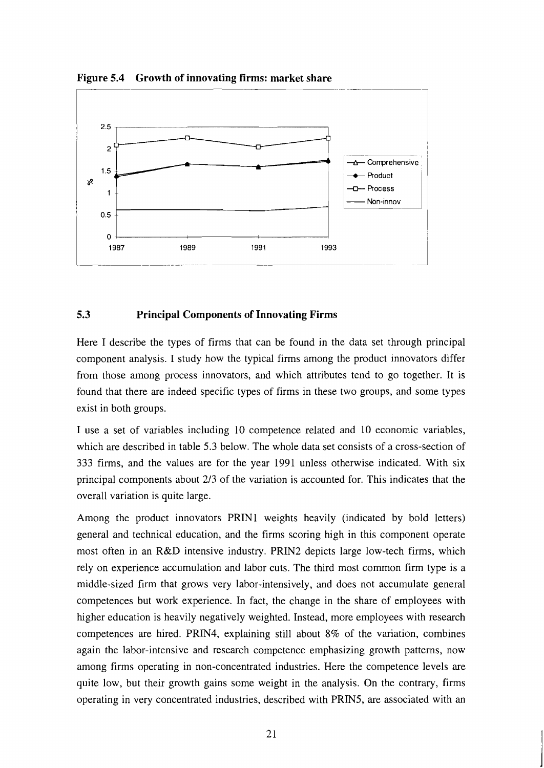**Figure 5.4 Growth of innovating firms: market share**

## 5.3 Principal Components of Innovating Firms

Here I describe the types of firms that can be found in the data set through principal component analysis. I study how the typical firms among the product innovators differ from those among process innovators, and which attributes tend to go together. It is found that there are indeed specific types of firms in these two groups, and some types exist in both groups.

I use a set of variables including 10 competence related and 10 economic variables, which are described in table 5.3 below. The whole data set consists of a cross-section of 333 firms, and the values are for the year 1991 unless otherwise indicated. With six principal components about 2/3 of the variation is accounted for. This indicates that the overall variation is quite large.

Among the product innovators PRIN1 weights heavily (indicated by bold letters) general and technical education, and the firms scoring high in this component operate most often in an R&D intensive industry. PRIN2 depicts large low-tech firms, which rely on experience accumulation and labor cuts. The third most common firm type is a middle-sized firm that grows very labor-intensively, and does not accumulate general competences but work experience. In fact, the change in the share of employees with higher education is heavily negatively weighted. Instead, more employees with research competences are hired. PRIN4, explaining still about 8% of the variation, combines again the labor-intensive and research competence emphasizing growth patterns, now among firms operating in non-concentrated industries. Here the competence levels are quite low, but their growth gains some weight in the analysis. On the contrary, firms operating in very concentrated industries, described with PRIN5, are associated with an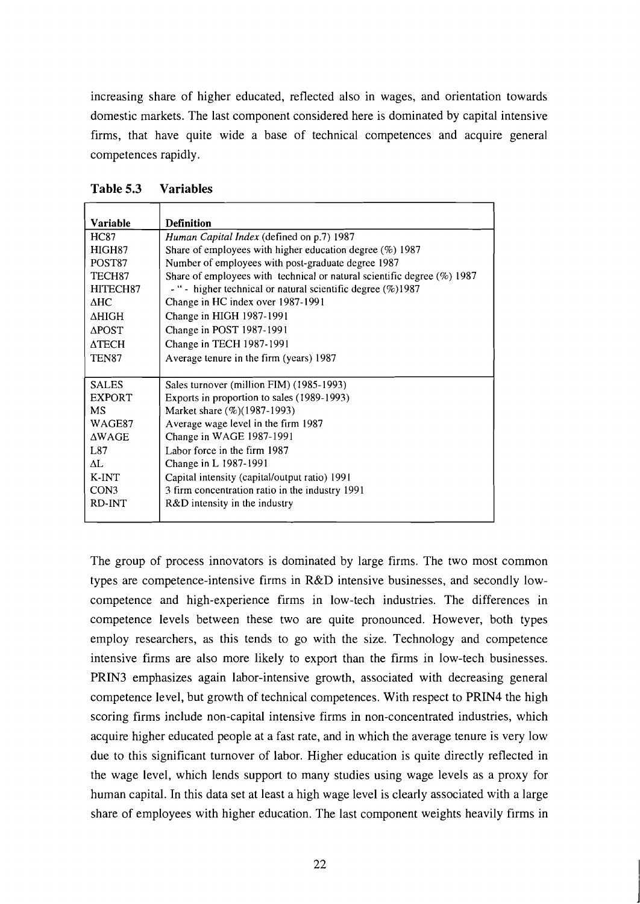increasing share of higher educated, reflected also in wages, and orientation towards domestic markets. The last component considered here is dominated by capital intensive firms, that have quite wide a base of technical competences and acquire general competences rapidly.

**Table 5.3 Variables**

| Variable | Definition |
|---|---|
| HC87 | *Human Capital Index* (defined on p.7) 1987 |
| HIGH87 | Share of employees with higher education degree (%) 1987 |
| POST87 | Number of employees with post-graduate degree 1987 |
| TECH87 | Share of employees with technical or natural scientific degree (%) 1987 |
| HITECH87 | - " - higher technical or natural scientific degree (%)1987 |
| ΔHC | Change in HC index over 1987-1991 |
| ΔHIGH | Change in HIGH 1987-1991 |
| ΔPOST | Change in POST 1987-1991 |
| ΔTECH | Change in TECH 1987-1991 |
| TEN87 | Average tenure in the firm (years) 1987 |
| SALES | Sales turnover (million FIM) (1985-1993) |
| EXPORT | Exports in proportion to sales (1989-1993) |
| MS | Market share (%)(1987-1993) |
| WAGE87 | Average wage level in the firm 1987 |
| ΔWAGE | Change in WAGE 1987-1991 |
| L87 | Labor force in the firm 1987 |
| ΔL | Change in L 1987-1991 |
| K-INT | Capital intensity (capital/output ratio) 1991 |
| CON3 | 3 firm concentration ratio in the industry 1991 |
| RD-INT | R&D intensity in the industry |

The group of process innovators is dominated by large firms. The two most common types are competence-intensive firms in R&D intensive businesses, and secondly low-competence and high-experience firms in low-tech industries. The differences in competence levels between these two are quite pronounced. However, both types employ researchers, as this tends to go with the size. Technology and competence intensive firms are also more likely to export than the firms in low-tech businesses. PRIN3 emphasizes again labor-intensive growth, associated with decreasing general competence level, but growth of technical competences. With respect to PRIN4 the high scoring firms include non-capital intensive firms in non-concentrated industries, which acquire higher educated people at a fast rate, and in which the average tenure is very low due to this significant turnover of labor. Higher education is quite directly reflected in the wage level, which lends support to many studies using wage levels as a proxy for human capital. In this data set at least a high wage level is clearly associated with a large share of employees with higher education. The last component weights heavily firms in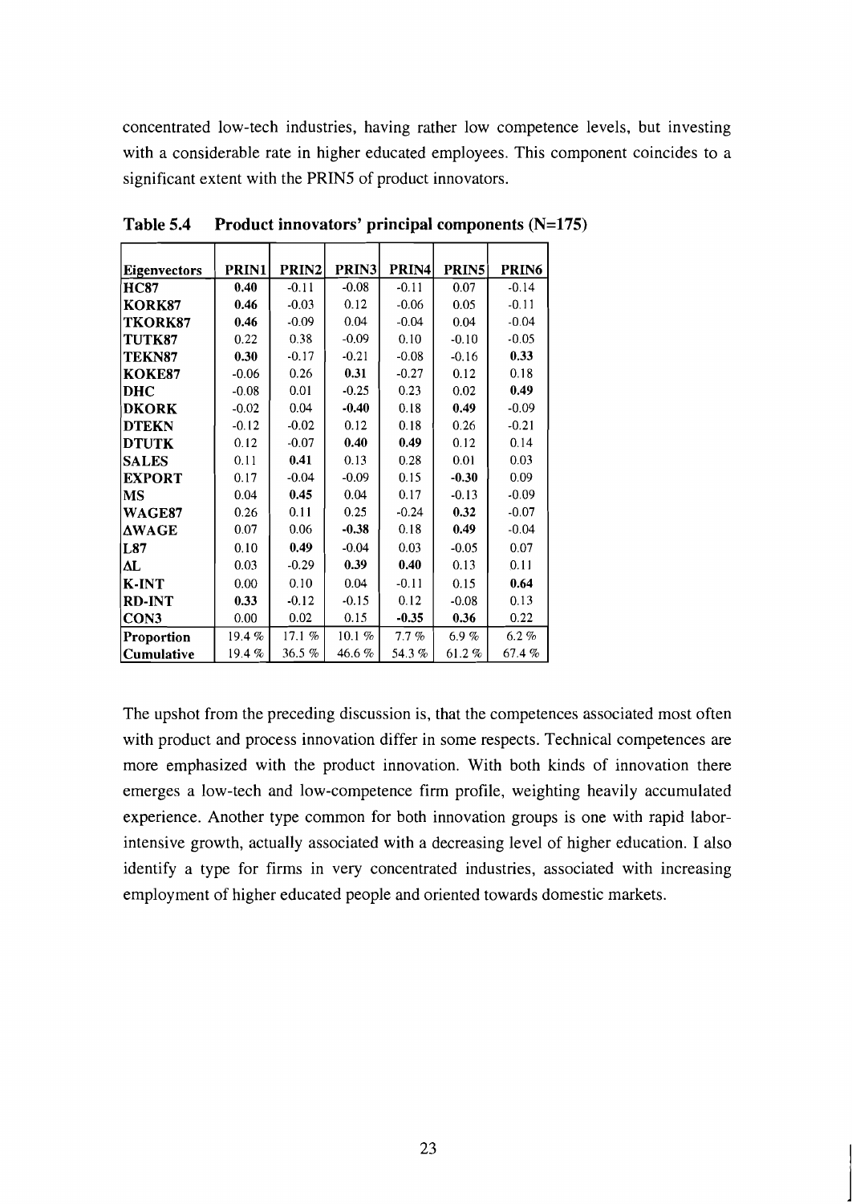concentrated low-tech industries, having rather low competence levels, but investing with a considerable rate in higher educated employees. This component coincides to a significant extent with the PRIN5 of product innovators.

**Table 5.4 Product innovators' principal components (N=175)**

| Eigenvectors | PRIN1 | PRIN2 | PRIN3 | PRIN4 | PRIN5 | PRIN6 |
|---|---|---|---|---|---|---|
| **HC87** | **0.40** | -0.11 | -0.08 | -0.11 | 0.07 | -0.14 |
| **KORK87** | **0.46** | -0.03 | 0.12 | -0.06 | 0.05 | -0.11 |
| **TKORK87** | **0.46** | -0.09 | 0.04 | -0.04 | 0.04 | -0.04 |
| **TUTK87** | 0.22 | 0.38 | -0.09 | 0.10 | -0.10 | -0.05 |
| **TEKN87** | **0.30** | -0.17 | -0.21 | -0.08 | -0.16 | **0.33** |
| **KOKE87** | -0.06 | 0.26 | **0.31** | -0.27 | 0.12 | 0.18 |
| **DHC** | -0.08 | 0.01 | -0.25 | 0.23 | 0.02 | **0.49** |
| **DKORK** | -0.02 | 0.04 | **-0.40** | 0.18 | **0.49** | -0.09 |
| **DTEKN** | -0.12 | -0.02 | 0.12 | 0.18 | 0.26 | -0.21 |
| **DTUTK** | 0.12 | -0.07 | **0.40** | **0.49** | 0.12 | 0.14 |
| **SALES** | 0.11 | **0.41** | 0.13 | 0.28 | 0.01 | 0.03 |
| **EXPORT** | 0.17 | -0.04 | -0.09 | 0.15 | **-0.30** | 0.09 |
| **MS** | 0.04 | **0.45** | 0.04 | 0.17 | -0.13 | -0.09 |
| **WAGE87** | 0.26 | 0.11 | 0.25 | -0.24 | **0.32** | -0.07 |
| **ΔWAGE** | 0.07 | 0.06 | **-0.38** | 0.18 | **0.49** | -0.04 |
| **L87** | 0.10 | **0.49** | -0.04 | 0.03 | -0.05 | 0.07 |
| **ΔL** | 0.03 | -0.29 | **0.39** | **0.40** | 0.13 | 0.11 |
| **K-INT** | 0.00 | 0.10 | 0.04 | -0.11 | 0.15 | **0.64** |
| **RD-INT** | **0.33** | -0.12 | -0.15 | 0.12 | -0.08 | 0.13 |
| **CON3** | 0.00 | 0.02 | 0.15 | **-0.35** | **0.36** | 0.22 |
| **Proportion** | 19.4 % | 17.1 % | 10.1 % | 7.7 % | 6.9 % | 6.2 % |
| **Cumulative** | 19.4 % | 36.5 % | 46.6 % | 54.3 % | 61.2 % | 67.4 % |

The upshot from the preceding discussion is, that the competences associated most often with product and process innovation differ in some respects. Technical competences are more emphasized with the product innovation. With both kinds of innovation there emerges a low-tech and low-competence firm profile, weighting heavily accumulated experience. Another type common for both innovation groups is one with rapid labor-intensive growth, actually associated with a decreasing level of higher education. I also identify a type for firms in very concentrated industries, associated with increasing employment of higher educated people and oriented towards domestic markets.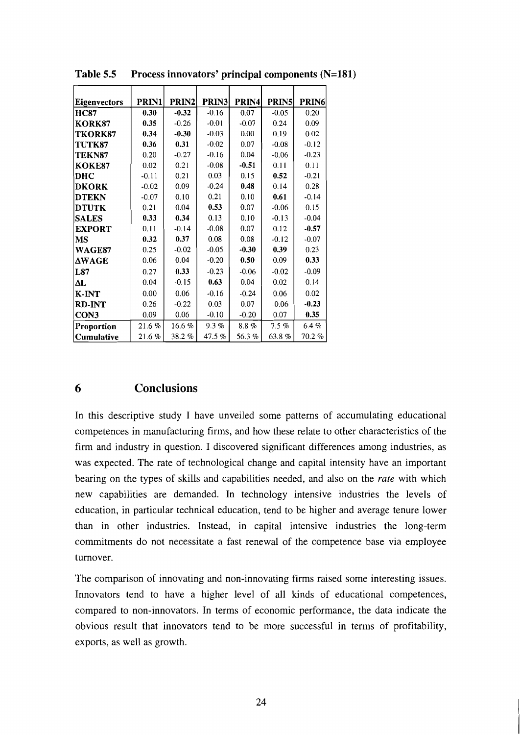**Table 5.5 Process innovators' principal components (N=181)**

| Eigenvectors | PRIN1 | PRIN2 | PRIN3 | PRIN4 | PRIN5 | PRIN6 |
|---|---|---|---|---|---|---|
| **HC87** | **0.30** | **-0.32** | -0.16 | 0.07 | -0.05 | 0.20 |
| **KORK87** | **0.35** | -0.26 | -0.01 | -0.07 | 0.24 | 0.09 |
| **TKORK87** | **0.34** | **-0.30** | -0.03 | 0.00 | 0.19 | 0.02 |
| **TUTK87** | **0.36** | **0.31** | -0.02 | 0.07 | -0.08 | -0.12 |
| **TEKN87** | 0.20 | -0.27 | -0.16 | 0.04 | -0.06 | -0.23 |
| **KOKE87** | 0.02 | 0.21 | -0.08 | **-0.51** | 0.11 | 0.11 |
| **DHC** | -0.11 | 0.21 | 0.03 | 0.15 | **0.52** | -0.21 |
| **DKORK** | -0.02 | 0.09 | -0.24 | **0.48** | 0.14 | 0.28 |
| **DTEKN** | -0.07 | 0.10 | 0.21 | 0.10 | **0.61** | -0.14 |
| **DTUTK** | 0.21 | 0.04 | **0.53** | 0.07 | -0.06 | 0.15 |
| **SALES** | **0.33** | **0.34** | 0.13 | 0.10 | -0.13 | -0.04 |
| **EXPORT** | 0.11 | -0.14 | -0.08 | 0.07 | 0.12 | **-0.57** |
| **MS** | **0.32** | **0.37** | 0.08 | 0.08 | -0.12 | -0.07 |
| **WAGE87** | 0.25 | -0.02 | -0.05 | **-0.30** | **0.39** | 0.23 |
| **ΔWAGE** | 0.06 | 0.04 | -0.20 | **0.50** | 0.09 | **0.33** |
| **L87** | 0.27 | **0.33** | -0.23 | -0.06 | -0.02 | -0.09 |
| **ΔL** | 0.04 | -0.15 | **0.63** | 0.04 | 0.02 | 0.14 |
| **K-INT** | 0.00 | 0.06 | -0.16 | -0.24 | 0.06 | 0.02 |
| **RD-INT** | 0.26 | -0.22 | 0.03 | 0.07 | -0.06 | **-0.23** |
| **CON3** | 0.09 | 0.06 | -0.10 | -0.20 | 0.07 | **0.35** |
| **Proportion** | 21.6 % | 16.6 % | 9.3 % | 8.8 % | 7.5 % | 6.4 % |
| **Cumulative** | 21.6 % | 38.2 % | 47.5 % | 56.3 % | 63.8 % | 70.2 % |

# 6 Conclusions

In this descriptive study I have unveiled some patterns of accumulating educational competences in manufacturing firms, and how these relate to other characteristics of the firm and industry in question. I discovered significant differences among industries, as was expected. The rate of technological change and capital intensity have an important bearing on the types of skills and capabilities needed, and also on the *rate* with which new capabilities are demanded. In technology intensive industries the levels of education, in particular technical education, tend to be higher and average tenure lower than in other industries. Instead, in capital intensive industries the long-term commitments do not necessitate a fast renewal of the competence base via employee turnover.

The comparison of innovating and non-innovating firms raised some interesting issues. Innovators tend to have a higher level of all kinds of educational competences, compared to non-innovators. In terms of economic performance, the data indicate the obvious result that innovators tend to be more successful in terms of profitability, exports, as well as growth.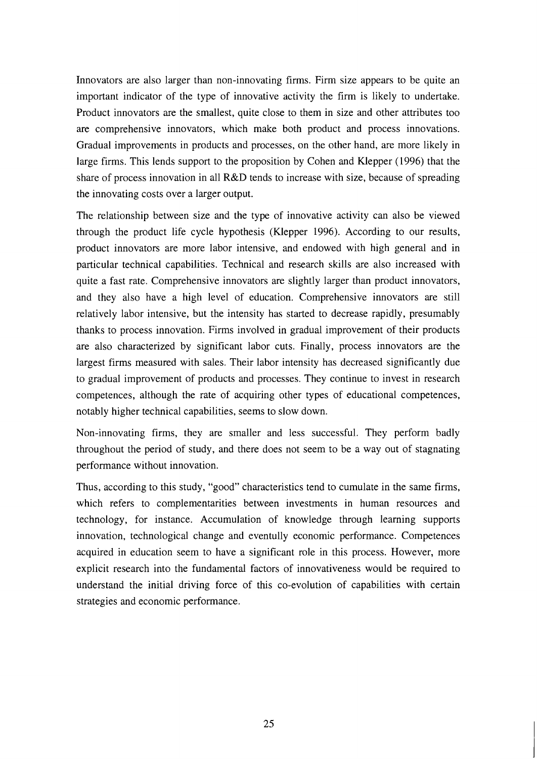Innovators are also larger than non-innovating firms. Firm size appears to be quite an important indicator of the type of innovative activity the firm is likely to undertake. Product innovators are the smallest, quite close to them in size and other attributes too are comprehensive innovators, which make both product and process innovations. Gradual improvements in products and processes, on the other hand, are more likely in large firms. This lends support to the proposition by Cohen and Klepper (1996) that the share of process innovation in all R&D tends to increase with size, because of spreading the innovating costs over a larger output.

The relationship between size and the type of innovative activity can also be viewed through the product life cycle hypothesis (Klepper 1996). According to our results, product innovators are more labor intensive, and endowed with high general and in particular technical capabilities. Technical and research skills are also increased with quite a fast rate. Comprehensive innovators are slightly larger than product innovators, and they also have a high level of education. Comprehensive innovators are still relatively labor intensive, but the intensity has started to decrease rapidly, presumably thanks to process innovation. Firms involved in gradual improvement of their products are also characterized by significant labor cuts. Finally, process innovators are the largest firms measured with sales. Their labor intensity has decreased significantly due to gradual improvement of products and processes. They continue to invest in research competences, although the rate of acquiring other types of educational competences, notably higher technical capabilities, seems to slow down.

Non-innovating firms, they are smaller and less successful. They perform badly throughout the period of study, and there does not seem to be a way out of stagnating performance without innovation.

Thus, according to this study, "good" characteristics tend to cumulate in the same firms, which refers to complementarities between investments in human resources and technology, for instance. Accumulation of knowledge through learning supports innovation, technological change and eventully economic performance. Competences acquired in education seem to have a significant role in this process. However, more explicit research into the fundamental factors of innovativeness would be required to understand the initial driving force of this co-evolution of capabilities with certain strategies and economic performance.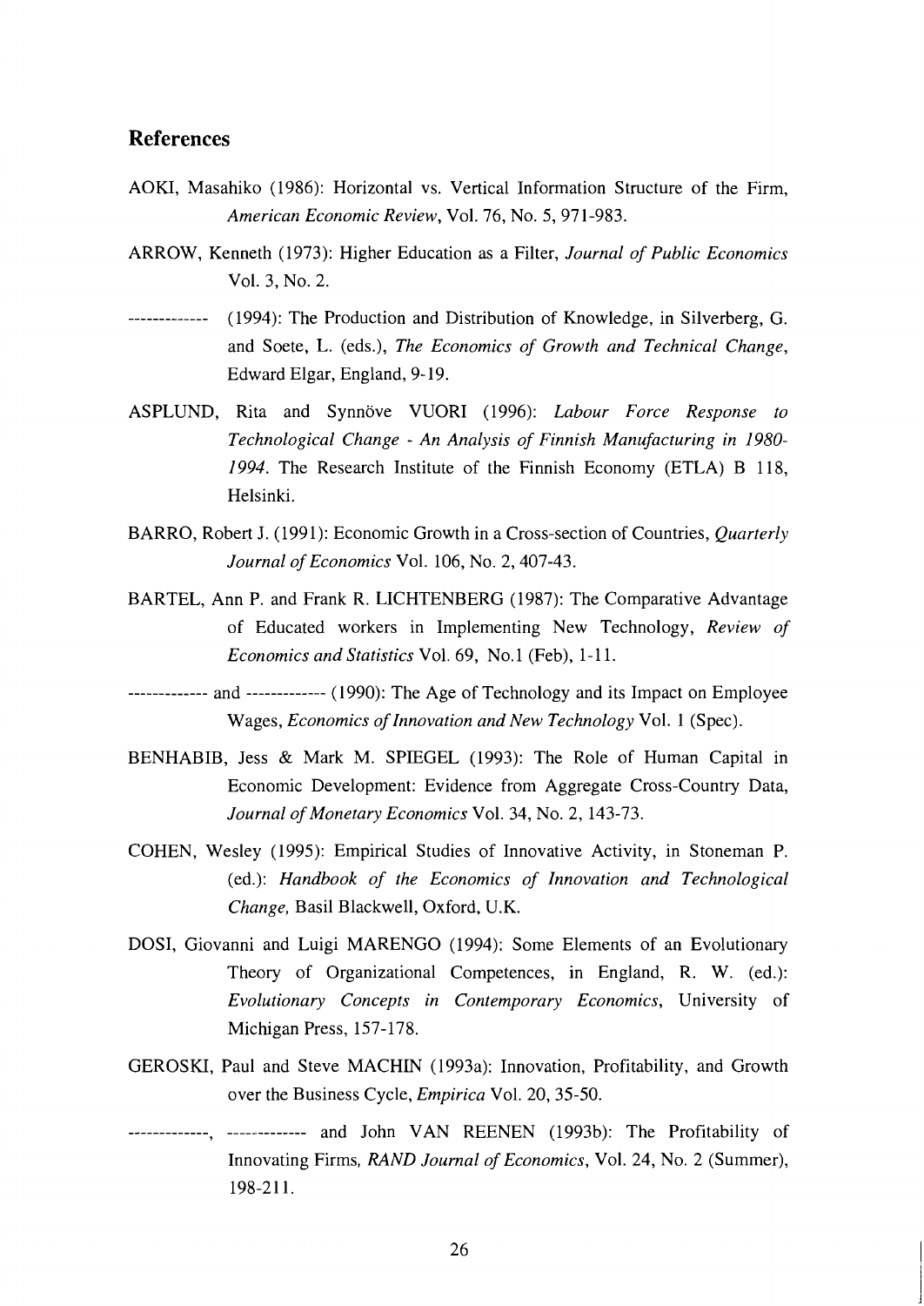## References

AOKI, Masahiko (1986): Horizontal vs. Vertical Information Structure of the Firm, *American Economic Review*, Vol. 76, No. 5, 971-983.

ARROW, Kenneth (1973): Higher Education as a Filter, *Journal of Public Economics* Vol. 3, No. 2.

------------- (1994): The Production and Distribution of Knowledge, in Silverberg, G. and Soete, L. (eds.), *The Economics of Growth and Technical Change*, Edward Elgar, England, 9-19.

ASPLUND, Rita and Synnöve VUORI (1996): *Labour Force Response to Technological Change - An Analysis of Finnish Manufacturing in 1980-1994*. The Research Institute of the Finnish Economy (ETLA) B 118, Helsinki.

BARRO, Robert J. (1991): Economic Growth in a Cross-section of Countries, *Quarterly Journal of Economics* Vol. 106, No. 2, 407-43.

BARTEL, Ann P. and Frank R. LICHTENBERG (1987): The Comparative Advantage of Educated workers in Implementing New Technology, *Review of Economics and Statistics* Vol. 69, No.1 (Feb), 1-11.

------------- and ------------- (1990): The Age of Technology and its Impact on Employee Wages, *Economics of Innovation and New Technology* Vol. 1 (Spec).

BENHABIB, Jess & Mark M. SPIEGEL (1993): The Role of Human Capital in Economic Development: Evidence from Aggregate Cross-Country Data, *Journal of Monetary Economics* Vol. 34, No. 2, 143-73.

COHEN, Wesley (1995): Empirical Studies of Innovative Activity, in Stoneman P. (ed.): *Handbook of the Economics of Innovation and Technological Change,* Basil Blackwell, Oxford, U.K.

DOSI, Giovanni and Luigi MARENGO (1994): Some Elements of an Evolutionary Theory of Organizational Competences, in England, R. W. (ed.): *Evolutionary Concepts in Contemporary Economics*, University of Michigan Press, 157-178.

GEROSKI, Paul and Steve MACHIN (1993a): Innovation, Profitability, and Growth over the Business Cycle, *Empirica* Vol. 20, 35-50.

-------------, ------------- and John VAN REENEN (1993b): The Profitability of Innovating Firms, *RAND Journal of Economics*, Vol. 24, No. 2 (Summer), 198-211.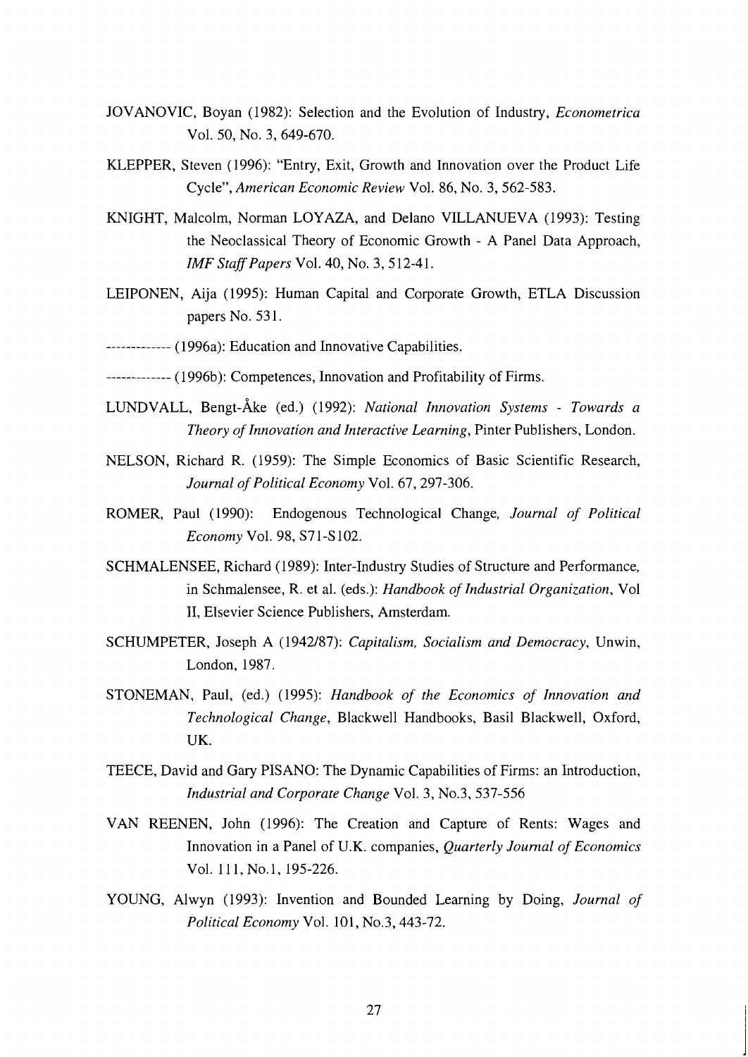JOVANOVIC, Boyan (1982): Selection and the Evolution of Industry, *Econometrica* Vol. 50, No. 3, 649-670.

KLEPPER, Steven (1996): "Entry, Exit, Growth and Innovation over the Product Life Cycle", *American Economic Review* Vol. 86, No. 3, 562-583.

KNIGHT, Malcolm, Norman LOYAZA, and Delano VILLANUEVA (1993): Testing the Neoclassical Theory of Economic Growth - A Panel Data Approach, *IMF Staff Papers* Vol. 40, No. 3, 512-41.

LEIPONEN, Aija (1995): Human Capital and Corporate Growth, ETLA Discussion papers No. 531.

------------- (1996a): Education and Innovative Capabilities.

------------- (1996b): Competences, Innovation and Profitability of Firms.

LUNDVALL, Bengt-Åke (ed.) (1992): *National Innovation Systems - Towards a Theory of Innovation and Interactive Learning*, Pinter Publishers, London.

NELSON, Richard R. (1959): The Simple Economics of Basic Scientific Research, *Journal of Political Economy* Vol. 67, 297-306.

ROMER, Paul (1990): Endogenous Technological Change, *Journal of Political Economy* Vol. 98, S71-S102.

SCHMALENSEE, Richard (1989): Inter-Industry Studies of Structure and Performance, in Schmalensee, R. et al. (eds.): *Handbook of Industrial Organization*, Vol II, Elsevier Science Publishers, Amsterdam.

SCHUMPETER, Joseph A (1942/87): *Capitalism, Socialism and Democracy*, Unwin, London, 1987.

STONEMAN, Paul, (ed.) (1995): *Handbook of the Economics of Innovation and Technological Change*, Blackwell Handbooks, Basil Blackwell, Oxford, UK.

TEECE, David and Gary PISANO: The Dynamic Capabilities of Firms: an Introduction, *Industrial and Corporate Change* Vol. 3, No.3, 537-556

VAN REENEN, John (1996): The Creation and Capture of Rents: Wages and Innovation in a Panel of U.K. companies, *Quarterly Journal of Economics* Vol. 111, No.1, 195-226.

YOUNG, Alwyn (1993): Invention and Bounded Learning by Doing, *Journal of Political Economy* Vol. 101, No.3, 443-72.